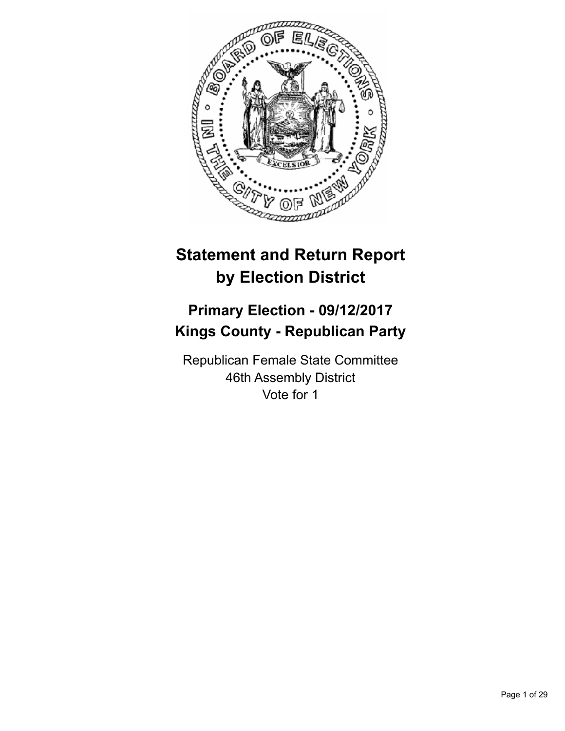# Statement and Return Report by Election District

## Primary Election - 09/12/2017
## Kings County - Republican Party

Republican Female State Committee
46th Assembly District
Vote for 1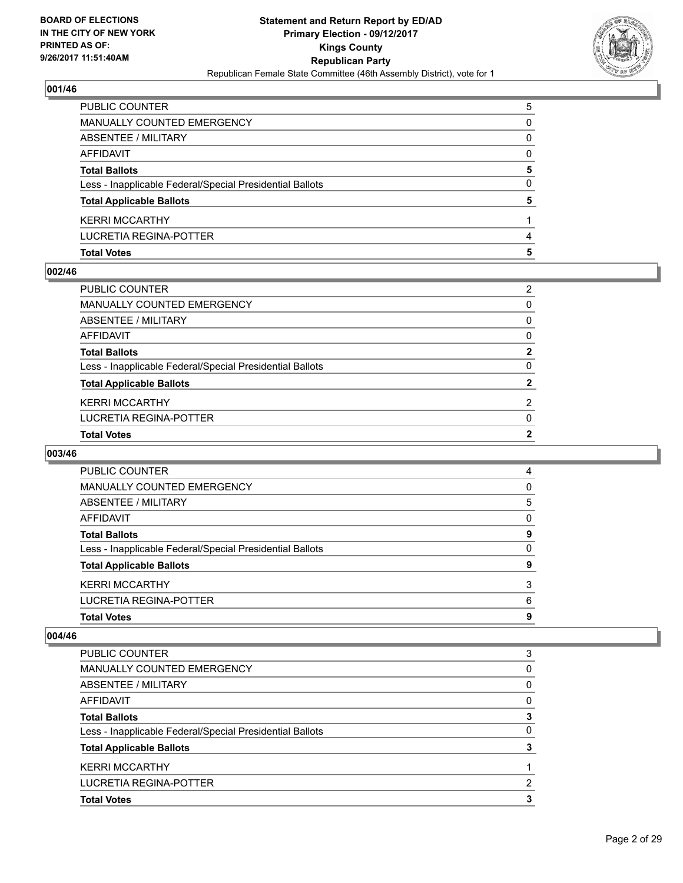## 001/46

| | |
|---|---|
| PUBLIC COUNTER | 5 |
| MANUALLY COUNTED EMERGENCY | 0 |
| ABSENTEE / MILITARY | 0 |
| AFFIDAVIT | 0 |
| **Total Ballots** | **5** |
| Less - Inapplicable Federal/Special Presidential Ballots | 0 |
| **Total Applicable Ballots** | **5** |
| KERRI MCCARTHY | 1 |
| LUCRETIA REGINA-POTTER | 4 |
| **Total Votes** | **5** |

## 002/46

| | |
|---|---|
| PUBLIC COUNTER | 2 |
| MANUALLY COUNTED EMERGENCY | 0 |
| ABSENTEE / MILITARY | 0 |
| AFFIDAVIT | 0 |
| **Total Ballots** | **2** |
| Less - Inapplicable Federal/Special Presidential Ballots | 0 |
| **Total Applicable Ballots** | **2** |
| KERRI MCCARTHY | 2 |
| LUCRETIA REGINA-POTTER | 0 |
| **Total Votes** | **2** |

## 003/46

| | |
|---|---|
| PUBLIC COUNTER | 4 |
| MANUALLY COUNTED EMERGENCY | 0 |
| ABSENTEE / MILITARY | 5 |
| AFFIDAVIT | 0 |
| **Total Ballots** | **9** |
| Less - Inapplicable Federal/Special Presidential Ballots | 0 |
| **Total Applicable Ballots** | **9** |
| KERRI MCCARTHY | 3 |
| LUCRETIA REGINA-POTTER | 6 |
| **Total Votes** | **9** |

## 004/46

| | |
|---|---|
| PUBLIC COUNTER | 3 |
| MANUALLY COUNTED EMERGENCY | 0 |
| ABSENTEE / MILITARY | 0 |
| AFFIDAVIT | 0 |
| **Total Ballots** | **3** |
| Less - Inapplicable Federal/Special Presidential Ballots | 0 |
| **Total Applicable Ballots** | **3** |
| KERRI MCCARTHY | 1 |
| LUCRETIA REGINA-POTTER | 2 |
| **Total Votes** | **3** |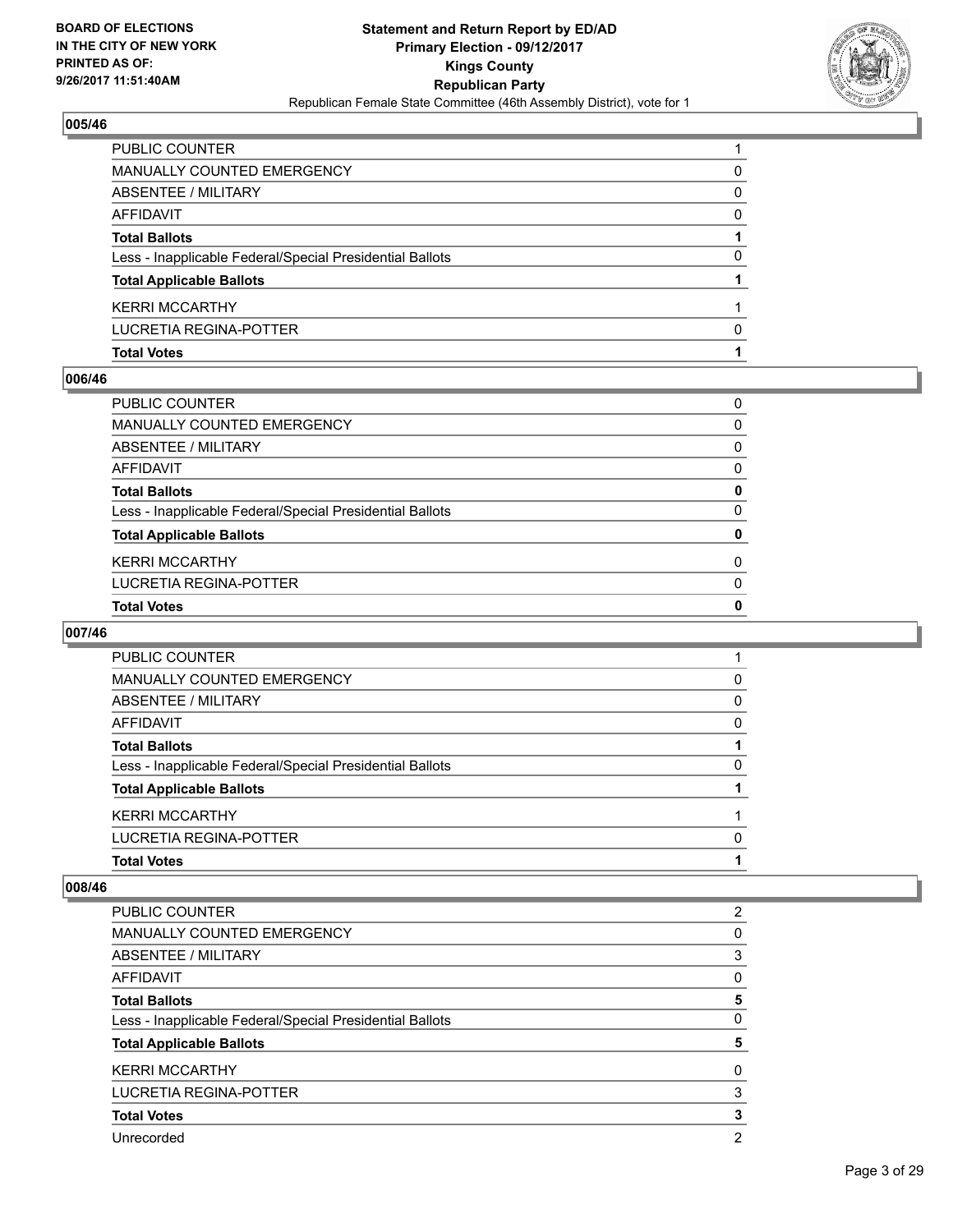### 005/46

| | |
|---|---|
| PUBLIC COUNTER | 1 |
| MANUALLY COUNTED EMERGENCY | 0 |
| ABSENTEE / MILITARY | 0 |
| AFFIDAVIT | 0 |
| **Total Ballots** | **1** |
| Less - Inapplicable Federal/Special Presidential Ballots | 0 |
| **Total Applicable Ballots** | **1** |
| KERRI MCCARTHY | 1 |
| LUCRETIA REGINA-POTTER | 0 |
| **Total Votes** | **1** |

### 006/46

| | |
|---|---|
| PUBLIC COUNTER | 0 |
| MANUALLY COUNTED EMERGENCY | 0 |
| ABSENTEE / MILITARY | 0 |
| AFFIDAVIT | 0 |
| **Total Ballots** | **0** |
| Less - Inapplicable Federal/Special Presidential Ballots | 0 |
| **Total Applicable Ballots** | **0** |
| KERRI MCCARTHY | 0 |
| LUCRETIA REGINA-POTTER | 0 |
| **Total Votes** | **0** |

### 007/46

| | |
|---|---|
| PUBLIC COUNTER | 1 |
| MANUALLY COUNTED EMERGENCY | 0 |
| ABSENTEE / MILITARY | 0 |
| AFFIDAVIT | 0 |
| **Total Ballots** | **1** |
| Less - Inapplicable Federal/Special Presidential Ballots | 0 |
| **Total Applicable Ballots** | **1** |
| KERRI MCCARTHY | 1 |
| LUCRETIA REGINA-POTTER | 0 |
| **Total Votes** | **1** |

### 008/46

| | |
|---|---|
| PUBLIC COUNTER | 2 |
| MANUALLY COUNTED EMERGENCY | 0 |
| ABSENTEE / MILITARY | 3 |
| AFFIDAVIT | 0 |
| **Total Ballots** | **5** |
| Less - Inapplicable Federal/Special Presidential Ballots | 0 |
| **Total Applicable Ballots** | **5** |
| KERRI MCCARTHY | 0 |
| LUCRETIA REGINA-POTTER | 3 |
| **Total Votes** | **3** |
| Unrecorded | 2 |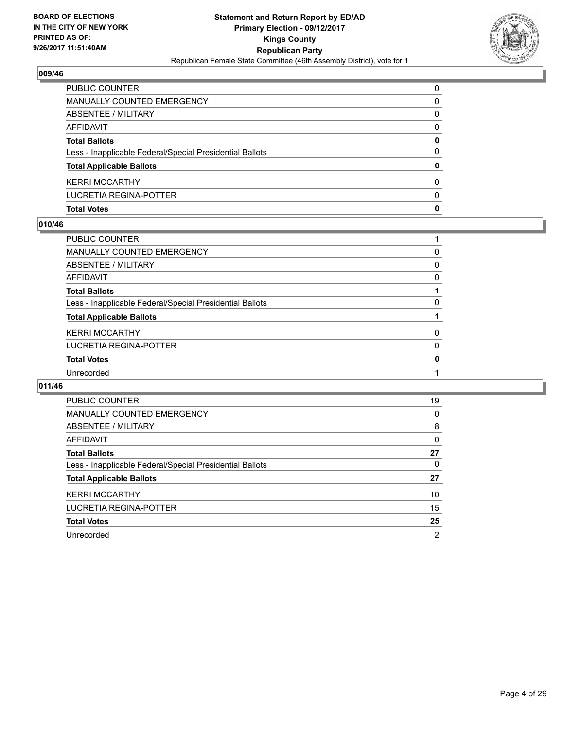**BOARD OF ELECTIONS IN THE CITY OF NEW YORK PRINTED AS OF: 9/26/2017 11:51:40AM**

**Statement and Return Report by ED/AD**
**Primary Election - 09/12/2017**
**Kings County**
**Republican Party**
Republican Female State Committee (46th Assembly District), vote for 1

### 009/46

| | |
|---|---|
| PUBLIC COUNTER | 0 |
| MANUALLY COUNTED EMERGENCY | 0 |
| ABSENTEE / MILITARY | 0 |
| AFFIDAVIT | 0 |
| **Total Ballots** | **0** |
| Less - Inapplicable Federal/Special Presidential Ballots | 0 |
| **Total Applicable Ballots** | **0** |
| KERRI MCCARTHY | 0 |
| LUCRETIA REGINA-POTTER | 0 |
| **Total Votes** | **0** |

### 010/46

| | |
|---|---|
| PUBLIC COUNTER | 1 |
| MANUALLY COUNTED EMERGENCY | 0 |
| ABSENTEE / MILITARY | 0 |
| AFFIDAVIT | 0 |
| **Total Ballots** | **1** |
| Less - Inapplicable Federal/Special Presidential Ballots | 0 |
| **Total Applicable Ballots** | **1** |
| KERRI MCCARTHY | 0 |
| LUCRETIA REGINA-POTTER | 0 |
| **Total Votes** | **0** |
| Unrecorded | 1 |

### 011/46

| | |
|---|---|
| PUBLIC COUNTER | 19 |
| MANUALLY COUNTED EMERGENCY | 0 |
| ABSENTEE / MILITARY | 8 |
| AFFIDAVIT | 0 |
| **Total Ballots** | **27** |
| Less - Inapplicable Federal/Special Presidential Ballots | 0 |
| **Total Applicable Ballots** | **27** |
| KERRI MCCARTHY | 10 |
| LUCRETIA REGINA-POTTER | 15 |
| **Total Votes** | **25** |
| Unrecorded | 2 |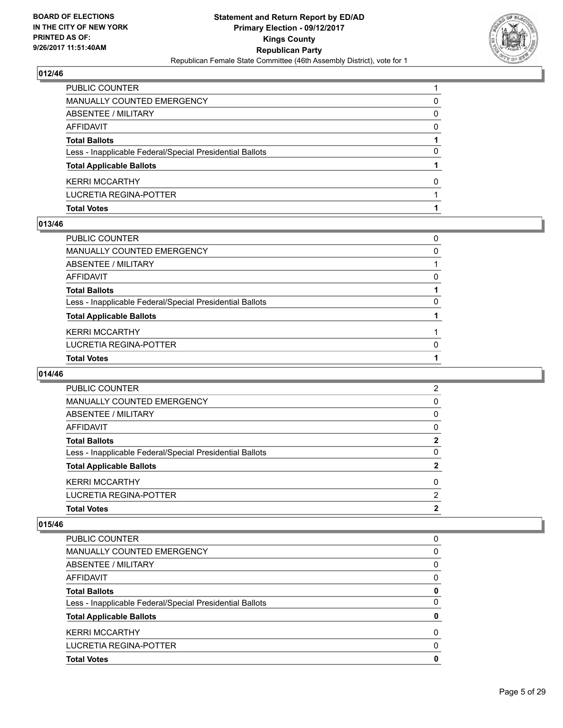## 012/46

| | |
|---|---|
| PUBLIC COUNTER | 1 |
| MANUALLY COUNTED EMERGENCY | 0 |
| ABSENTEE / MILITARY | 0 |
| AFFIDAVIT | 0 |
| **Total Ballots** | **1** |
| Less - Inapplicable Federal/Special Presidential Ballots | 0 |
| **Total Applicable Ballots** | **1** |
| KERRI MCCARTHY | 0 |
| LUCRETIA REGINA-POTTER | 1 |
| **Total Votes** | **1** |

## 013/46

| | |
|---|---|
| PUBLIC COUNTER | 0 |
| MANUALLY COUNTED EMERGENCY | 0 |
| ABSENTEE / MILITARY | 1 |
| AFFIDAVIT | 0 |
| **Total Ballots** | **1** |
| Less - Inapplicable Federal/Special Presidential Ballots | 0 |
| **Total Applicable Ballots** | **1** |
| KERRI MCCARTHY | 1 |
| LUCRETIA REGINA-POTTER | 0 |
| **Total Votes** | **1** |

## 014/46

| | |
|---|---|
| PUBLIC COUNTER | 2 |
| MANUALLY COUNTED EMERGENCY | 0 |
| ABSENTEE / MILITARY | 0 |
| AFFIDAVIT | 0 |
| **Total Ballots** | **2** |
| Less - Inapplicable Federal/Special Presidential Ballots | 0 |
| **Total Applicable Ballots** | **2** |
| KERRI MCCARTHY | 0 |
| LUCRETIA REGINA-POTTER | 2 |
| **Total Votes** | **2** |

## 015/46

| | |
|---|---|
| PUBLIC COUNTER | 0 |
| MANUALLY COUNTED EMERGENCY | 0 |
| ABSENTEE / MILITARY | 0 |
| AFFIDAVIT | 0 |
| **Total Ballots** | **0** |
| Less - Inapplicable Federal/Special Presidential Ballots | 0 |
| **Total Applicable Ballots** | **0** |
| KERRI MCCARTHY | 0 |
| LUCRETIA REGINA-POTTER | 0 |
| **Total Votes** | **0** |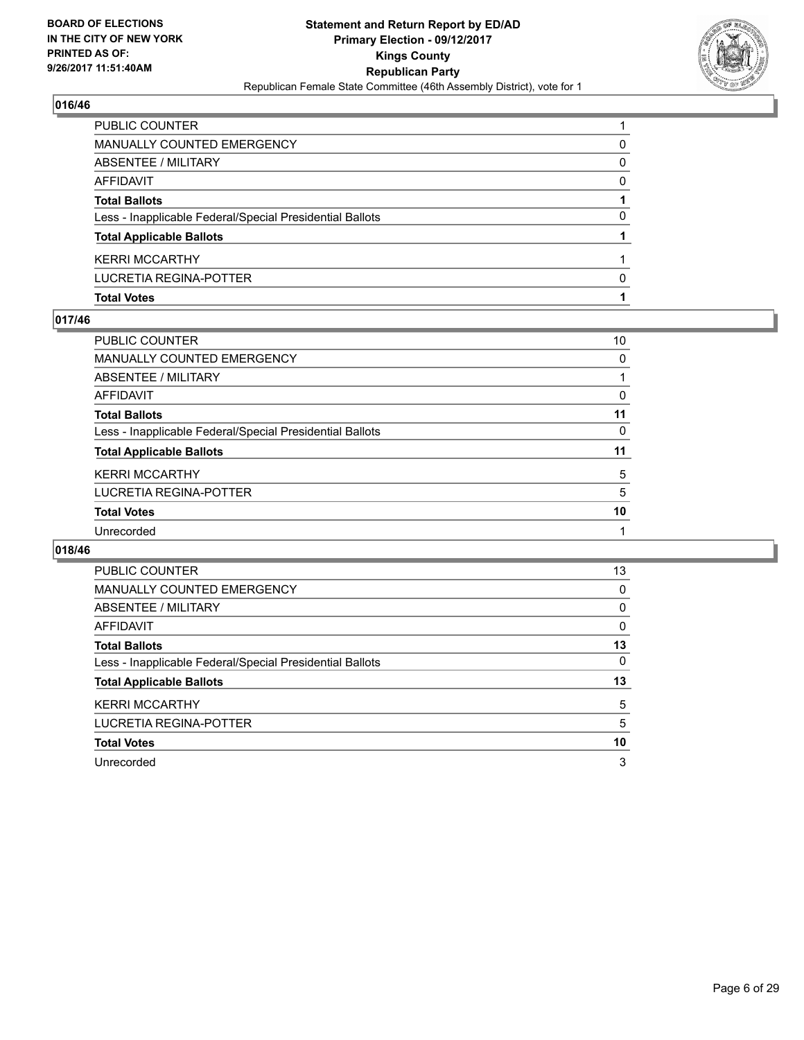**BOARD OF ELECTIONS**
**IN THE CITY OF NEW YORK**
**PRINTED AS OF:**
**9/26/2017 11:51:40AM**

**Statement and Return Report by ED/AD**
**Primary Election - 09/12/2017**
**Kings County**
**Republican Party**
Republican Female State Committee (46th Assembly District), vote for 1

## 016/46

| | |
|---|---|
| PUBLIC COUNTER | 1 |
| MANUALLY COUNTED EMERGENCY | 0 |
| ABSENTEE / MILITARY | 0 |
| AFFIDAVIT | 0 |
| **Total Ballots** | **1** |
| Less - Inapplicable Federal/Special Presidential Ballots | 0 |
| **Total Applicable Ballots** | **1** |
| KERRI MCCARTHY | 1 |
| LUCRETIA REGINA-POTTER | 0 |
| **Total Votes** | **1** |

## 017/46

| | |
|---|---|
| PUBLIC COUNTER | 10 |
| MANUALLY COUNTED EMERGENCY | 0 |
| ABSENTEE / MILITARY | 1 |
| AFFIDAVIT | 0 |
| **Total Ballots** | **11** |
| Less - Inapplicable Federal/Special Presidential Ballots | 0 |
| **Total Applicable Ballots** | **11** |
| KERRI MCCARTHY | 5 |
| LUCRETIA REGINA-POTTER | 5 |
| **Total Votes** | **10** |
| Unrecorded | 1 |

## 018/46

| | |
|---|---|
| PUBLIC COUNTER | 13 |
| MANUALLY COUNTED EMERGENCY | 0 |
| ABSENTEE / MILITARY | 0 |
| AFFIDAVIT | 0 |
| **Total Ballots** | **13** |
| Less - Inapplicable Federal/Special Presidential Ballots | 0 |
| **Total Applicable Ballots** | **13** |
| KERRI MCCARTHY | 5 |
| LUCRETIA REGINA-POTTER | 5 |
| **Total Votes** | **10** |
| Unrecorded | 3 |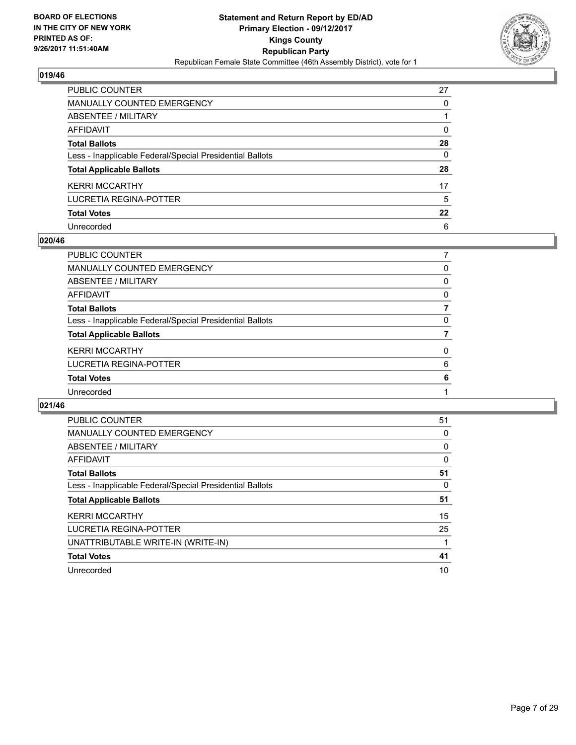## 019/46

| | |
|---|---|
| PUBLIC COUNTER | 27 |
| MANUALLY COUNTED EMERGENCY | 0 |
| ABSENTEE / MILITARY | 1 |
| AFFIDAVIT | 0 |
| **Total Ballots** | **28** |
| Less - Inapplicable Federal/Special Presidential Ballots | 0 |
| **Total Applicable Ballots** | **28** |
| KERRI MCCARTHY | 17 |
| LUCRETIA REGINA-POTTER | 5 |
| **Total Votes** | **22** |
| Unrecorded | 6 |

## 020/46

| | |
|---|---|
| PUBLIC COUNTER | 7 |
| MANUALLY COUNTED EMERGENCY | 0 |
| ABSENTEE / MILITARY | 0 |
| AFFIDAVIT | 0 |
| **Total Ballots** | **7** |
| Less - Inapplicable Federal/Special Presidential Ballots | 0 |
| **Total Applicable Ballots** | **7** |
| KERRI MCCARTHY | 0 |
| LUCRETIA REGINA-POTTER | 6 |
| **Total Votes** | **6** |
| Unrecorded | 1 |

## 021/46

| | |
|---|---|
| PUBLIC COUNTER | 51 |
| MANUALLY COUNTED EMERGENCY | 0 |
| ABSENTEE / MILITARY | 0 |
| AFFIDAVIT | 0 |
| **Total Ballots** | **51** |
| Less - Inapplicable Federal/Special Presidential Ballots | 0 |
| **Total Applicable Ballots** | **51** |
| KERRI MCCARTHY | 15 |
| LUCRETIA REGINA-POTTER | 25 |
| UNATTRIBUTABLE WRITE-IN (WRITE-IN) | 1 |
| **Total Votes** | **41** |
| Unrecorded | 10 |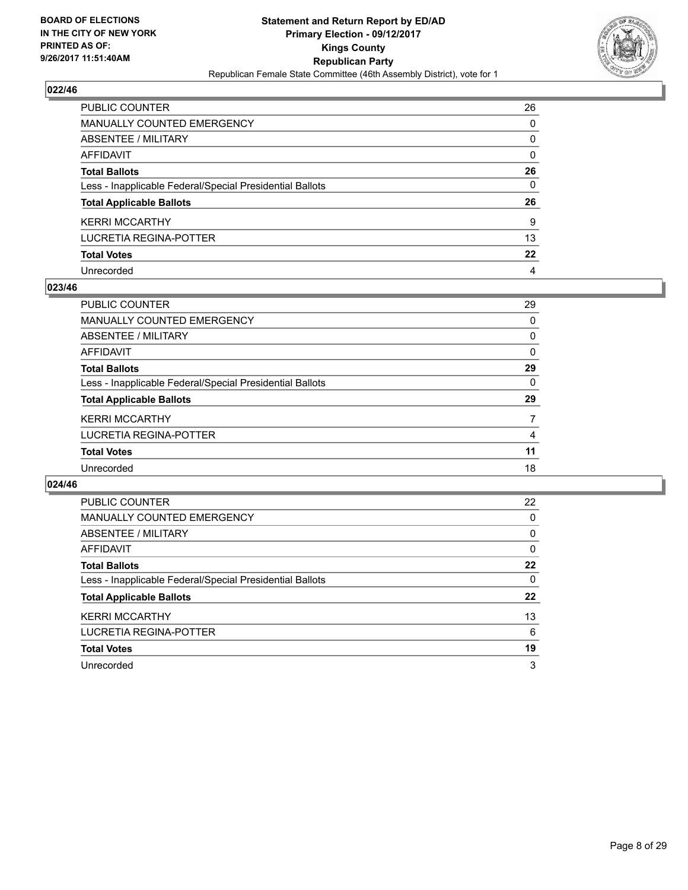**BOARD OF ELECTIONS IN THE CITY OF NEW YORK PRINTED AS OF: 9/26/2017 11:51:40AM**

**Statement and Return Report by ED/AD**
**Primary Election - 09/12/2017**
**Kings County**
**Republican Party**
Republican Female State Committee (46th Assembly District), vote for 1

### 022/46

| | |
|---|---|
| PUBLIC COUNTER | 26 |
| MANUALLY COUNTED EMERGENCY | 0 |
| ABSENTEE / MILITARY | 0 |
| AFFIDAVIT | 0 |
| **Total Ballots** | **26** |
| Less - Inapplicable Federal/Special Presidential Ballots | 0 |
| **Total Applicable Ballots** | **26** |
| KERRI MCCARTHY | 9 |
| LUCRETIA REGINA-POTTER | 13 |
| **Total Votes** | **22** |
| Unrecorded | 4 |

### 023/46

| | |
|---|---|
| PUBLIC COUNTER | 29 |
| MANUALLY COUNTED EMERGENCY | 0 |
| ABSENTEE / MILITARY | 0 |
| AFFIDAVIT | 0 |
| **Total Ballots** | **29** |
| Less - Inapplicable Federal/Special Presidential Ballots | 0 |
| **Total Applicable Ballots** | **29** |
| KERRI MCCARTHY | 7 |
| LUCRETIA REGINA-POTTER | 4 |
| **Total Votes** | **11** |
| Unrecorded | 18 |

### 024/46

| | |
|---|---|
| PUBLIC COUNTER | 22 |
| MANUALLY COUNTED EMERGENCY | 0 |
| ABSENTEE / MILITARY | 0 |
| AFFIDAVIT | 0 |
| **Total Ballots** | **22** |
| Less - Inapplicable Federal/Special Presidential Ballots | 0 |
| **Total Applicable Ballots** | **22** |
| KERRI MCCARTHY | 13 |
| LUCRETIA REGINA-POTTER | 6 |
| **Total Votes** | **19** |
| Unrecorded | 3 |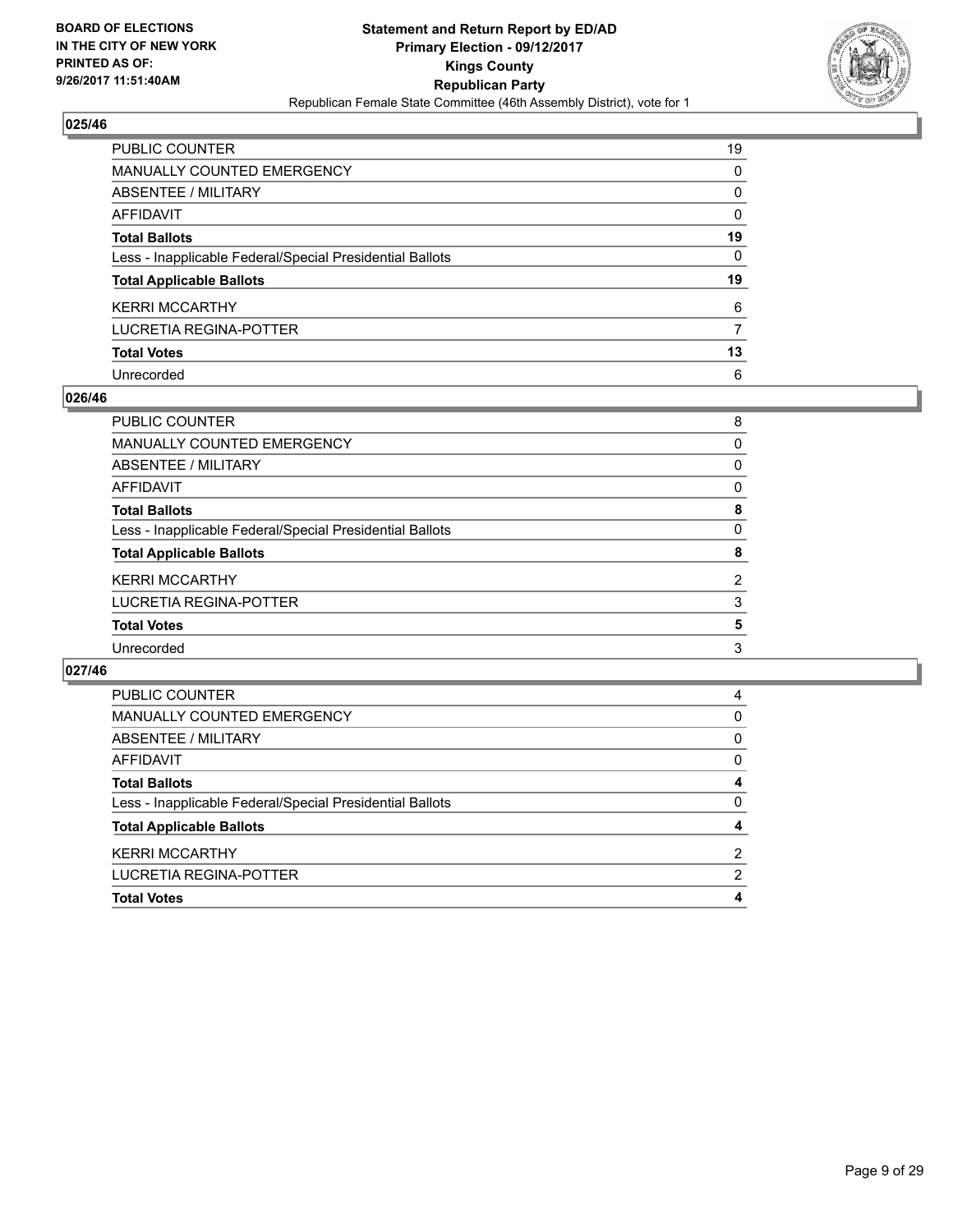**BOARD OF ELECTIONS IN THE CITY OF NEW YORK PRINTED AS OF: 9/26/2017 11:51:40AM**

**Statement and Return Report by ED/AD**
**Primary Election - 09/12/2017**
**Kings County**
**Republican Party**
Republican Female State Committee (46th Assembly District), vote for 1

## 025/46

| | |
|---|---|
| PUBLIC COUNTER | 19 |
| MANUALLY COUNTED EMERGENCY | 0 |
| ABSENTEE / MILITARY | 0 |
| AFFIDAVIT | 0 |
| **Total Ballots** | **19** |
| Less - Inapplicable Federal/Special Presidential Ballots | 0 |
| **Total Applicable Ballots** | **19** |
| KERRI MCCARTHY | 6 |
| LUCRETIA REGINA-POTTER | 7 |
| **Total Votes** | **13** |
| Unrecorded | 6 |

## 026/46

| | |
|---|---|
| PUBLIC COUNTER | 8 |
| MANUALLY COUNTED EMERGENCY | 0 |
| ABSENTEE / MILITARY | 0 |
| AFFIDAVIT | 0 |
| **Total Ballots** | **8** |
| Less - Inapplicable Federal/Special Presidential Ballots | 0 |
| **Total Applicable Ballots** | **8** |
| KERRI MCCARTHY | 2 |
| LUCRETIA REGINA-POTTER | 3 |
| **Total Votes** | **5** |
| Unrecorded | 3 |

## 027/46

| | |
|---|---|
| PUBLIC COUNTER | 4 |
| MANUALLY COUNTED EMERGENCY | 0 |
| ABSENTEE / MILITARY | 0 |
| AFFIDAVIT | 0 |
| **Total Ballots** | **4** |
| Less - Inapplicable Federal/Special Presidential Ballots | 0 |
| **Total Applicable Ballots** | **4** |
| KERRI MCCARTHY | 2 |
| LUCRETIA REGINA-POTTER | 2 |
| **Total Votes** | **4** |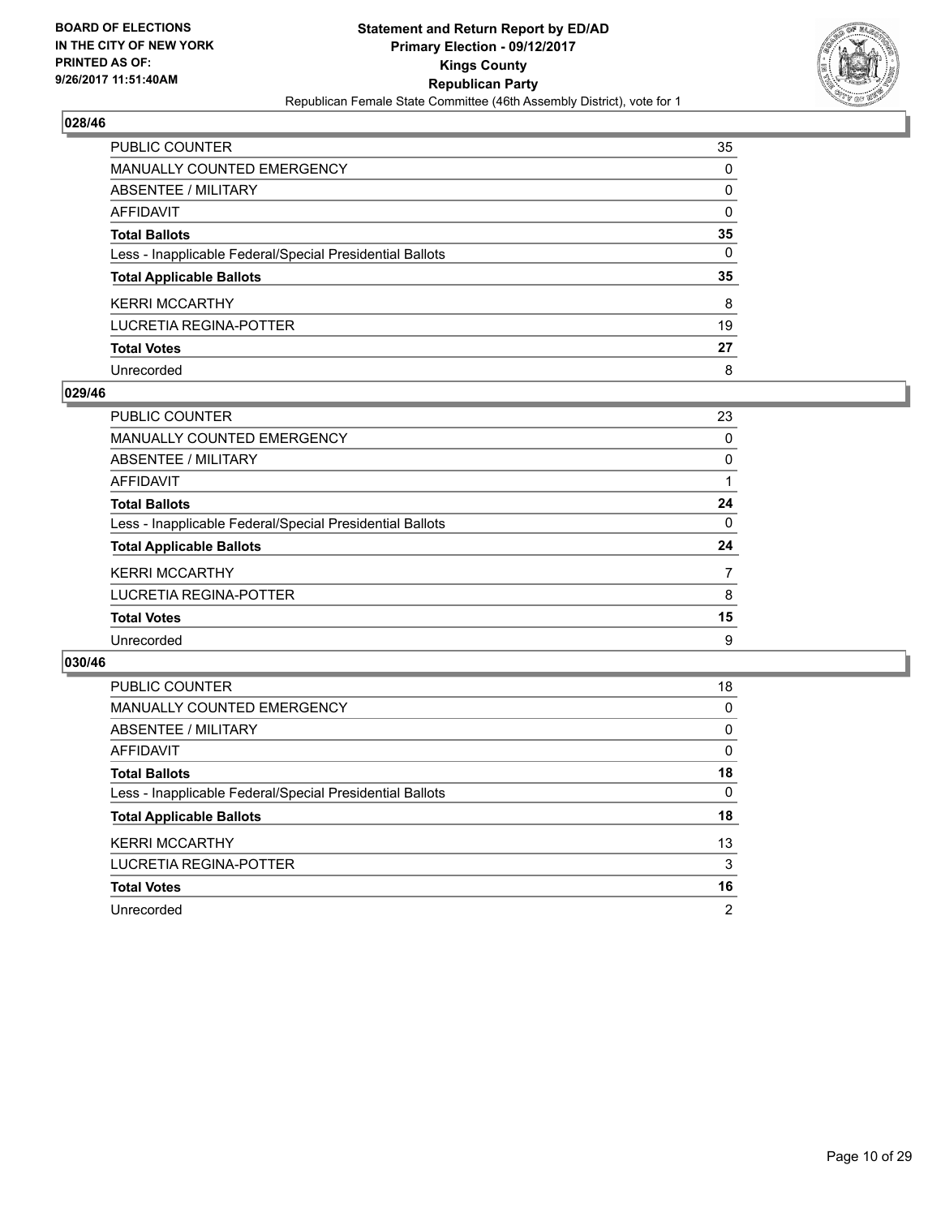BOARD OF ELECTIONS
IN THE CITY OF NEW YORK
PRINTED AS OF:
9/26/2017 11:51:40AM

**Statement and Return Report by ED/AD**
**Primary Election - 09/12/2017**
**Kings County**
**Republican Party**
Republican Female State Committee (46th Assembly District), vote for 1

### 028/46

| | |
|---|---|
| PUBLIC COUNTER | 35 |
| MANUALLY COUNTED EMERGENCY | 0 |
| ABSENTEE / MILITARY | 0 |
| AFFIDAVIT | 0 |
| **Total Ballots** | **35** |
| Less - Inapplicable Federal/Special Presidential Ballots | 0 |
| **Total Applicable Ballots** | **35** |
| KERRI MCCARTHY | 8 |
| LUCRETIA REGINA-POTTER | 19 |
| **Total Votes** | **27** |
| Unrecorded | 8 |

### 029/46

| | |
|---|---|
| PUBLIC COUNTER | 23 |
| MANUALLY COUNTED EMERGENCY | 0 |
| ABSENTEE / MILITARY | 0 |
| AFFIDAVIT | 1 |
| **Total Ballots** | **24** |
| Less - Inapplicable Federal/Special Presidential Ballots | 0 |
| **Total Applicable Ballots** | **24** |
| KERRI MCCARTHY | 7 |
| LUCRETIA REGINA-POTTER | 8 |
| **Total Votes** | **15** |
| Unrecorded | 9 |

### 030/46

| | |
|---|---|
| PUBLIC COUNTER | 18 |
| MANUALLY COUNTED EMERGENCY | 0 |
| ABSENTEE / MILITARY | 0 |
| AFFIDAVIT | 0 |
| **Total Ballots** | **18** |
| Less - Inapplicable Federal/Special Presidential Ballots | 0 |
| **Total Applicable Ballots** | **18** |
| KERRI MCCARTHY | 13 |
| LUCRETIA REGINA-POTTER | 3 |
| **Total Votes** | **16** |
| Unrecorded | 2 |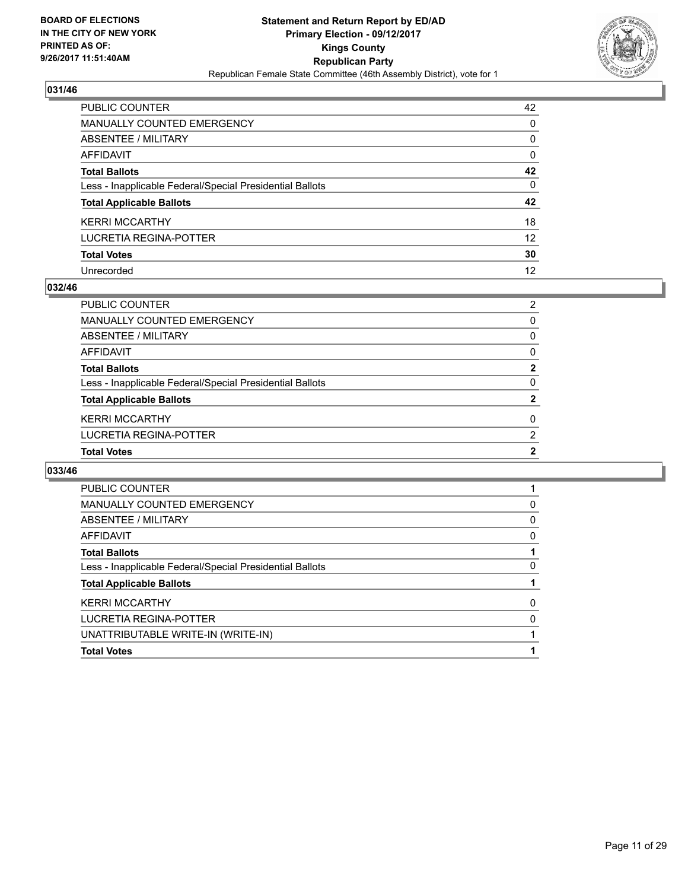**BOARD OF ELECTIONS**
**IN THE CITY OF NEW YORK**
**PRINTED AS OF:**
**9/26/2017 11:51:40AM**

**Statement and Return Report by ED/AD**
**Primary Election - 09/12/2017**
**Kings County**
**Republican Party**
Republican Female State Committee (46th Assembly District), vote for 1

## 031/46

| | |
|---|---|
| PUBLIC COUNTER | 42 |
| MANUALLY COUNTED EMERGENCY | 0 |
| ABSENTEE / MILITARY | 0 |
| AFFIDAVIT | 0 |
| **Total Ballots** | **42** |
| Less - Inapplicable Federal/Special Presidential Ballots | 0 |
| **Total Applicable Ballots** | **42** |
| KERRI MCCARTHY | 18 |
| LUCRETIA REGINA-POTTER | 12 |
| **Total Votes** | **30** |
| Unrecorded | 12 |

## 032/46

| | |
|---|---|
| PUBLIC COUNTER | 2 |
| MANUALLY COUNTED EMERGENCY | 0 |
| ABSENTEE / MILITARY | 0 |
| AFFIDAVIT | 0 |
| **Total Ballots** | **2** |
| Less - Inapplicable Federal/Special Presidential Ballots | 0 |
| **Total Applicable Ballots** | **2** |
| KERRI MCCARTHY | 0 |
| LUCRETIA REGINA-POTTER | 2 |
| **Total Votes** | **2** |

## 033/46

| | |
|---|---|
| PUBLIC COUNTER | 1 |
| MANUALLY COUNTED EMERGENCY | 0 |
| ABSENTEE / MILITARY | 0 |
| AFFIDAVIT | 0 |
| **Total Ballots** | **1** |
| Less - Inapplicable Federal/Special Presidential Ballots | 0 |
| **Total Applicable Ballots** | **1** |
| KERRI MCCARTHY | 0 |
| LUCRETIA REGINA-POTTER | 0 |
| UNATTRIBUTABLE WRITE-IN (WRITE-IN) | 1 |
| **Total Votes** | **1** |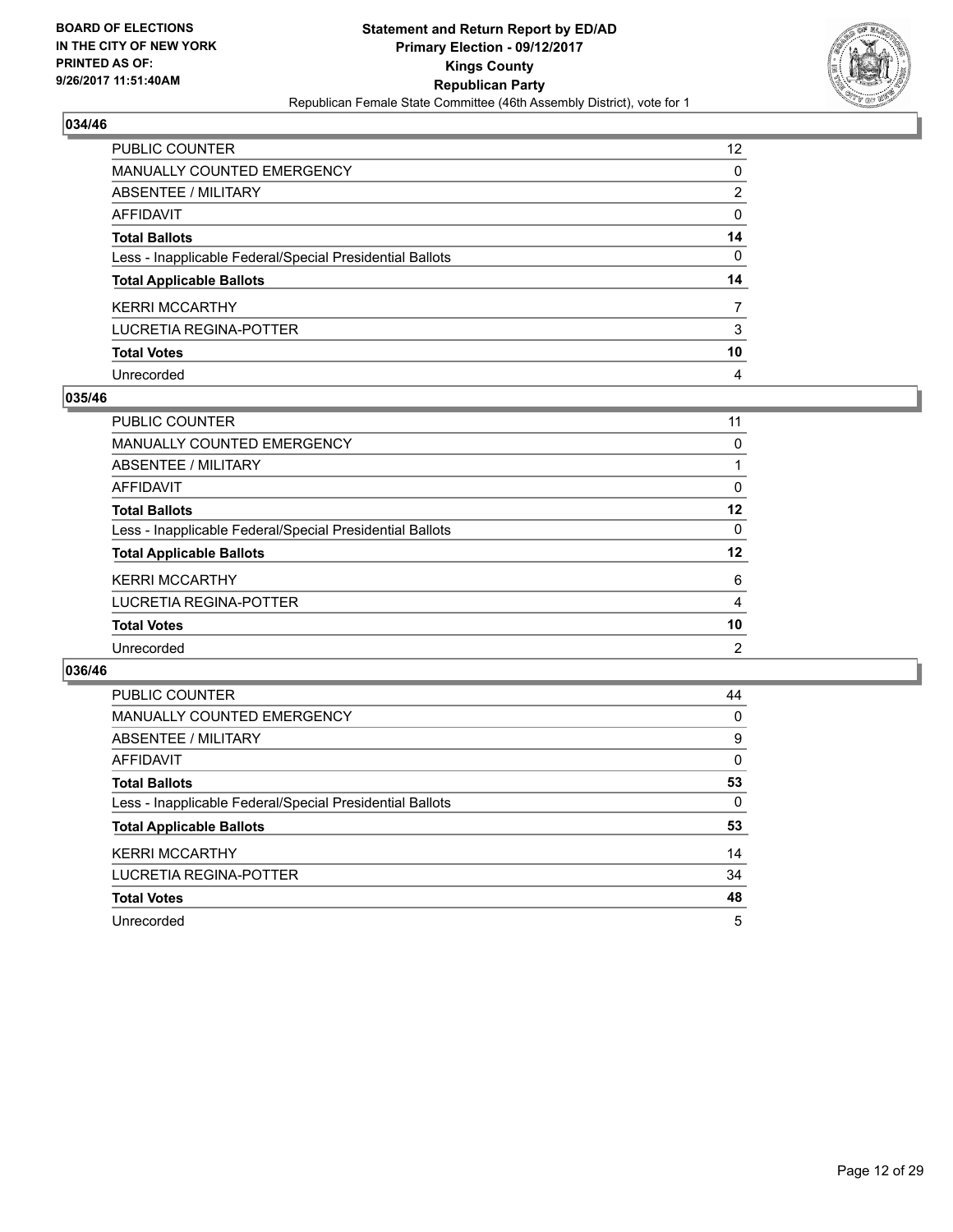**BOARD OF ELECTIONS IN THE CITY OF NEW YORK PRINTED AS OF: 9/26/2017 11:51:40AM**

**Statement and Return Report by ED/AD**
**Primary Election - 09/12/2017**
**Kings County**
**Republican Party**
Republican Female State Committee (46th Assembly District), vote for 1

### 034/46

| | |
|---|---|
| PUBLIC COUNTER | 12 |
| MANUALLY COUNTED EMERGENCY | 0 |
| ABSENTEE / MILITARY | 2 |
| AFFIDAVIT | 0 |
| **Total Ballots** | **14** |
| Less - Inapplicable Federal/Special Presidential Ballots | 0 |
| **Total Applicable Ballots** | **14** |
| KERRI MCCARTHY | 7 |
| LUCRETIA REGINA-POTTER | 3 |
| **Total Votes** | **10** |
| Unrecorded | 4 |

### 035/46

| | |
|---|---|
| PUBLIC COUNTER | 11 |
| MANUALLY COUNTED EMERGENCY | 0 |
| ABSENTEE / MILITARY | 1 |
| AFFIDAVIT | 0 |
| **Total Ballots** | **12** |
| Less - Inapplicable Federal/Special Presidential Ballots | 0 |
| **Total Applicable Ballots** | **12** |
| KERRI MCCARTHY | 6 |
| LUCRETIA REGINA-POTTER | 4 |
| **Total Votes** | **10** |
| Unrecorded | 2 |

### 036/46

| | |
|---|---|
| PUBLIC COUNTER | 44 |
| MANUALLY COUNTED EMERGENCY | 0 |
| ABSENTEE / MILITARY | 9 |
| AFFIDAVIT | 0 |
| **Total Ballots** | **53** |
| Less - Inapplicable Federal/Special Presidential Ballots | 0 |
| **Total Applicable Ballots** | **53** |
| KERRI MCCARTHY | 14 |
| LUCRETIA REGINA-POTTER | 34 |
| **Total Votes** | **48** |
| Unrecorded | 5 |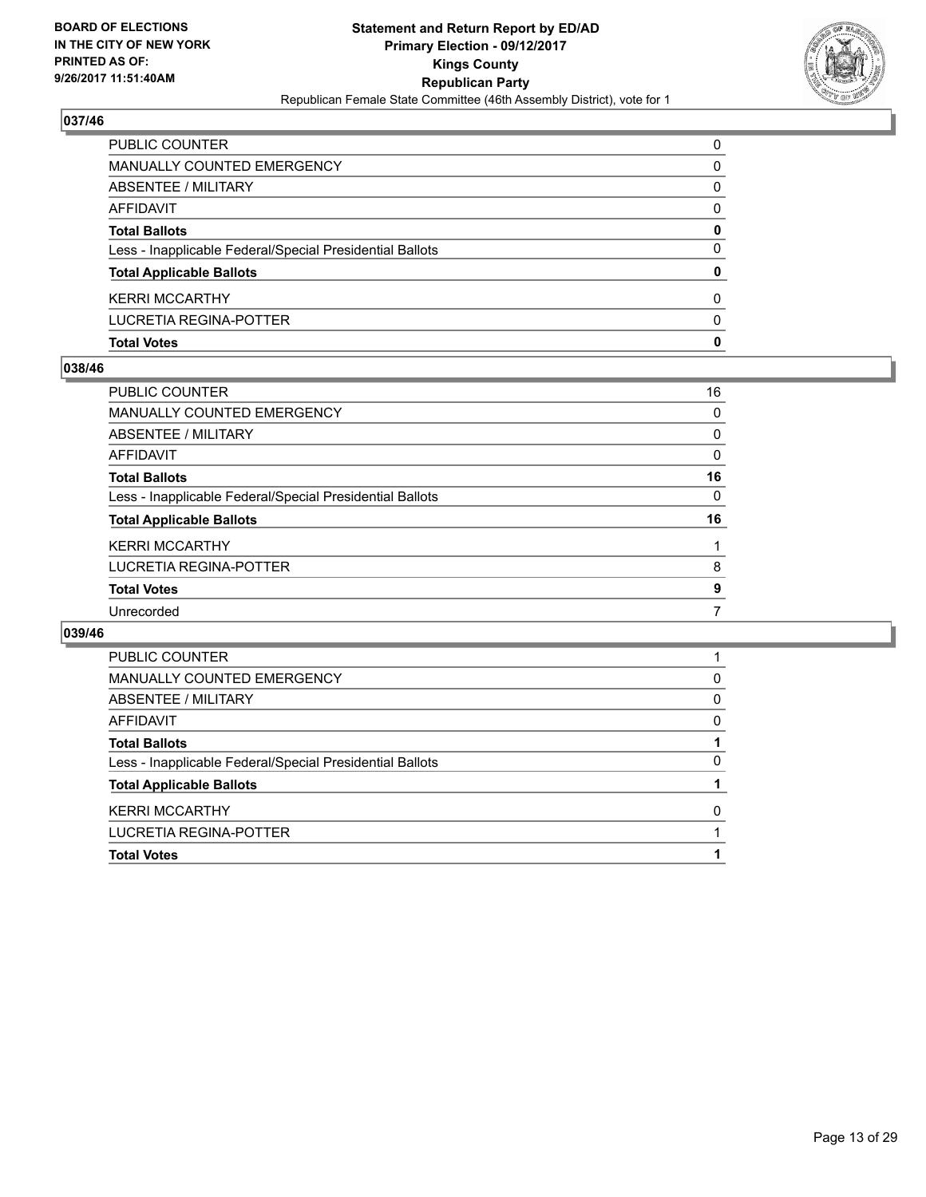**BOARD OF ELECTIONS IN THE CITY OF NEW YORK PRINTED AS OF: 9/26/2017 11:51:40AM**

**Statement and Return Report by ED/AD**
**Primary Election - 09/12/2017**
**Kings County**
**Republican Party**
Republican Female State Committee (46th Assembly District), vote for 1

## 037/46

| | |
|---|---|
| PUBLIC COUNTER | 0 |
| MANUALLY COUNTED EMERGENCY | 0 |
| ABSENTEE / MILITARY | 0 |
| AFFIDAVIT | 0 |
| **Total Ballots** | **0** |
| Less - Inapplicable Federal/Special Presidential Ballots | 0 |
| **Total Applicable Ballots** | **0** |
| KERRI MCCARTHY | 0 |
| LUCRETIA REGINA-POTTER | 0 |
| **Total Votes** | **0** |

## 038/46

| | |
|---|---|
| PUBLIC COUNTER | 16 |
| MANUALLY COUNTED EMERGENCY | 0 |
| ABSENTEE / MILITARY | 0 |
| AFFIDAVIT | 0 |
| **Total Ballots** | **16** |
| Less - Inapplicable Federal/Special Presidential Ballots | 0 |
| **Total Applicable Ballots** | **16** |
| KERRI MCCARTHY | 1 |
| LUCRETIA REGINA-POTTER | 8 |
| **Total Votes** | **9** |
| Unrecorded | 7 |

## 039/46

| | |
|---|---|
| PUBLIC COUNTER | 1 |
| MANUALLY COUNTED EMERGENCY | 0 |
| ABSENTEE / MILITARY | 0 |
| AFFIDAVIT | 0 |
| **Total Ballots** | **1** |
| Less - Inapplicable Federal/Special Presidential Ballots | 0 |
| **Total Applicable Ballots** | **1** |
| KERRI MCCARTHY | 0 |
| LUCRETIA REGINA-POTTER | 1 |
| **Total Votes** | **1** |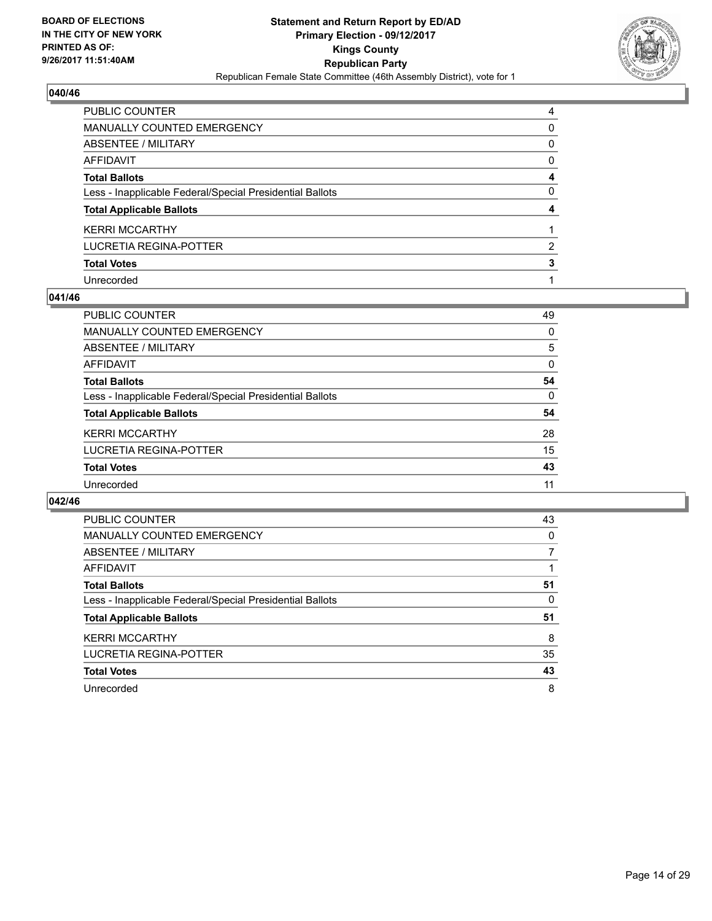BOARD OF ELECTIONS
IN THE CITY OF NEW YORK
PRINTED AS OF:
9/26/2017 11:51:40AM

**Statement and Return Report by ED/AD**
**Primary Election - 09/12/2017**
**Kings County**
**Republican Party**
Republican Female State Committee (46th Assembly District), vote for 1

### 040/46

| | |
|---|---|
| PUBLIC COUNTER | 4 |
| MANUALLY COUNTED EMERGENCY | 0 |
| ABSENTEE / MILITARY | 0 |
| AFFIDAVIT | 0 |
| **Total Ballots** | **4** |
| Less - Inapplicable Federal/Special Presidential Ballots | 0 |
| **Total Applicable Ballots** | **4** |
| KERRI MCCARTHY | 1 |
| LUCRETIA REGINA-POTTER | 2 |
| **Total Votes** | **3** |
| Unrecorded | 1 |

### 041/46

| | |
|---|---|
| PUBLIC COUNTER | 49 |
| MANUALLY COUNTED EMERGENCY | 0 |
| ABSENTEE / MILITARY | 5 |
| AFFIDAVIT | 0 |
| **Total Ballots** | **54** |
| Less - Inapplicable Federal/Special Presidential Ballots | 0 |
| **Total Applicable Ballots** | **54** |
| KERRI MCCARTHY | 28 |
| LUCRETIA REGINA-POTTER | 15 |
| **Total Votes** | **43** |
| Unrecorded | 11 |

### 042/46

| | |
|---|---|
| PUBLIC COUNTER | 43 |
| MANUALLY COUNTED EMERGENCY | 0 |
| ABSENTEE / MILITARY | 7 |
| AFFIDAVIT | 1 |
| **Total Ballots** | **51** |
| Less - Inapplicable Federal/Special Presidential Ballots | 0 |
| **Total Applicable Ballots** | **51** |
| KERRI MCCARTHY | 8 |
| LUCRETIA REGINA-POTTER | 35 |
| **Total Votes** | **43** |
| Unrecorded | 8 |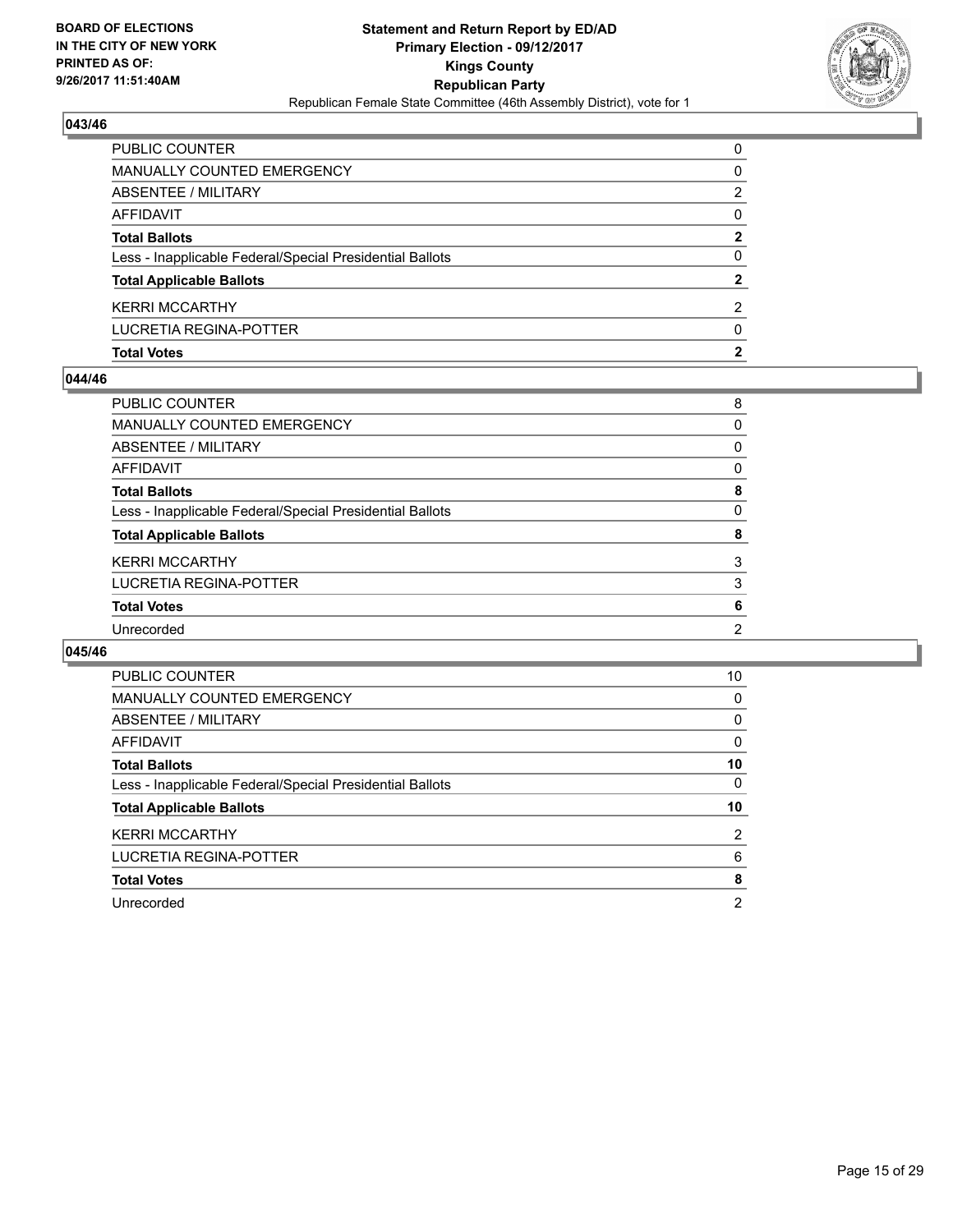BOARD OF ELECTIONS
IN THE CITY OF NEW YORK
PRINTED AS OF:
9/26/2017 11:51:40AM

**Statement and Return Report by ED/AD**
**Primary Election - 09/12/2017**
**Kings County**
**Republican Party**
Republican Female State Committee (46th Assembly District), vote for 1

### 043/46

| | |
|---|---|
| PUBLIC COUNTER | 0 |
| MANUALLY COUNTED EMERGENCY | 0 |
| ABSENTEE / MILITARY | 2 |
| AFFIDAVIT | 0 |
| **Total Ballots** | **2** |
| Less - Inapplicable Federal/Special Presidential Ballots | 0 |
| **Total Applicable Ballots** | **2** |
| KERRI MCCARTHY | 2 |
| LUCRETIA REGINA-POTTER | 0 |
| **Total Votes** | **2** |

### 044/46

| | |
|---|---|
| PUBLIC COUNTER | 8 |
| MANUALLY COUNTED EMERGENCY | 0 |
| ABSENTEE / MILITARY | 0 |
| AFFIDAVIT | 0 |
| **Total Ballots** | **8** |
| Less - Inapplicable Federal/Special Presidential Ballots | 0 |
| **Total Applicable Ballots** | **8** |
| KERRI MCCARTHY | 3 |
| LUCRETIA REGINA-POTTER | 3 |
| **Total Votes** | **6** |
| Unrecorded | 2 |

### 045/46

| | |
|---|---|
| PUBLIC COUNTER | 10 |
| MANUALLY COUNTED EMERGENCY | 0 |
| ABSENTEE / MILITARY | 0 |
| AFFIDAVIT | 0 |
| **Total Ballots** | **10** |
| Less - Inapplicable Federal/Special Presidential Ballots | 0 |
| **Total Applicable Ballots** | **10** |
| KERRI MCCARTHY | 2 |
| LUCRETIA REGINA-POTTER | 6 |
| **Total Votes** | **8** |
| Unrecorded | 2 |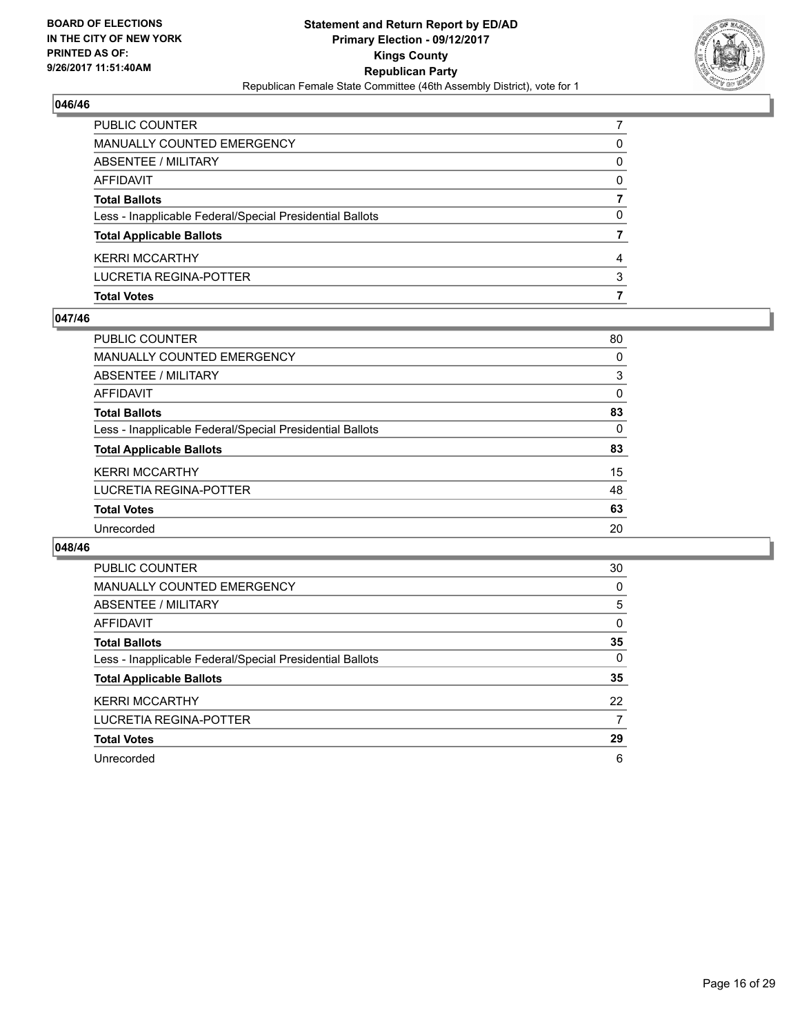## 046/46

| | |
|---|---|
| PUBLIC COUNTER | 7 |
| MANUALLY COUNTED EMERGENCY | 0 |
| ABSENTEE / MILITARY | 0 |
| AFFIDAVIT | 0 |
| **Total Ballots** | **7** |
| Less - Inapplicable Federal/Special Presidential Ballots | 0 |
| **Total Applicable Ballots** | **7** |
| KERRI MCCARTHY | 4 |
| LUCRETIA REGINA-POTTER | 3 |
| **Total Votes** | **7** |

## 047/46

| | |
|---|---|
| PUBLIC COUNTER | 80 |
| MANUALLY COUNTED EMERGENCY | 0 |
| ABSENTEE / MILITARY | 3 |
| AFFIDAVIT | 0 |
| **Total Ballots** | **83** |
| Less - Inapplicable Federal/Special Presidential Ballots | 0 |
| **Total Applicable Ballots** | **83** |
| KERRI MCCARTHY | 15 |
| LUCRETIA REGINA-POTTER | 48 |
| **Total Votes** | **63** |
| Unrecorded | 20 |

## 048/46

| | |
|---|---|
| PUBLIC COUNTER | 30 |
| MANUALLY COUNTED EMERGENCY | 0 |
| ABSENTEE / MILITARY | 5 |
| AFFIDAVIT | 0 |
| **Total Ballots** | **35** |
| Less - Inapplicable Federal/Special Presidential Ballots | 0 |
| **Total Applicable Ballots** | **35** |
| KERRI MCCARTHY | 22 |
| LUCRETIA REGINA-POTTER | 7 |
| **Total Votes** | **29** |
| Unrecorded | 6 |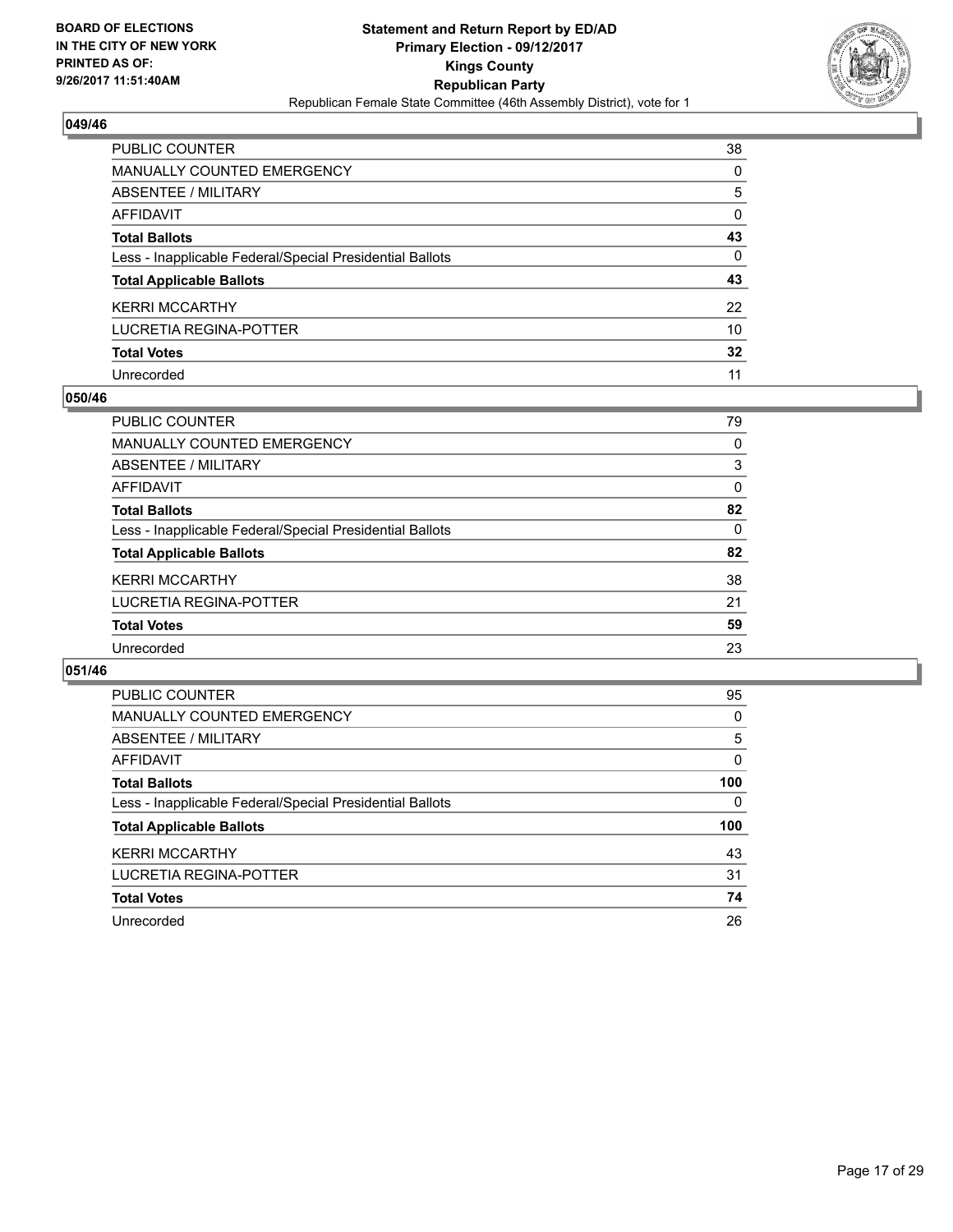**BOARD OF ELECTIONS IN THE CITY OF NEW YORK PRINTED AS OF: 9/26/2017 11:51:40AM**

**Statement and Return Report by ED/AD Primary Election - 09/12/2017 Kings County Republican Party**

Republican Female State Committee (46th Assembly District), vote for 1

## 049/46

| | |
|---|---|
| PUBLIC COUNTER | 38 |
| MANUALLY COUNTED EMERGENCY | 0 |
| ABSENTEE / MILITARY | 5 |
| AFFIDAVIT | 0 |
| **Total Ballots** | **43** |
| Less - Inapplicable Federal/Special Presidential Ballots | 0 |
| **Total Applicable Ballots** | **43** |
| KERRI MCCARTHY | 22 |
| LUCRETIA REGINA-POTTER | 10 |
| **Total Votes** | **32** |
| Unrecorded | 11 |

## 050/46

| | |
|---|---|
| PUBLIC COUNTER | 79 |
| MANUALLY COUNTED EMERGENCY | 0 |
| ABSENTEE / MILITARY | 3 |
| AFFIDAVIT | 0 |
| **Total Ballots** | **82** |
| Less - Inapplicable Federal/Special Presidential Ballots | 0 |
| **Total Applicable Ballots** | **82** |
| KERRI MCCARTHY | 38 |
| LUCRETIA REGINA-POTTER | 21 |
| **Total Votes** | **59** |
| Unrecorded | 23 |

## 051/46

| | |
|---|---|
| PUBLIC COUNTER | 95 |
| MANUALLY COUNTED EMERGENCY | 0 |
| ABSENTEE / MILITARY | 5 |
| AFFIDAVIT | 0 |
| **Total Ballots** | **100** |
| Less - Inapplicable Federal/Special Presidential Ballots | 0 |
| **Total Applicable Ballots** | **100** |
| KERRI MCCARTHY | 43 |
| LUCRETIA REGINA-POTTER | 31 |
| **Total Votes** | **74** |
| Unrecorded | 26 |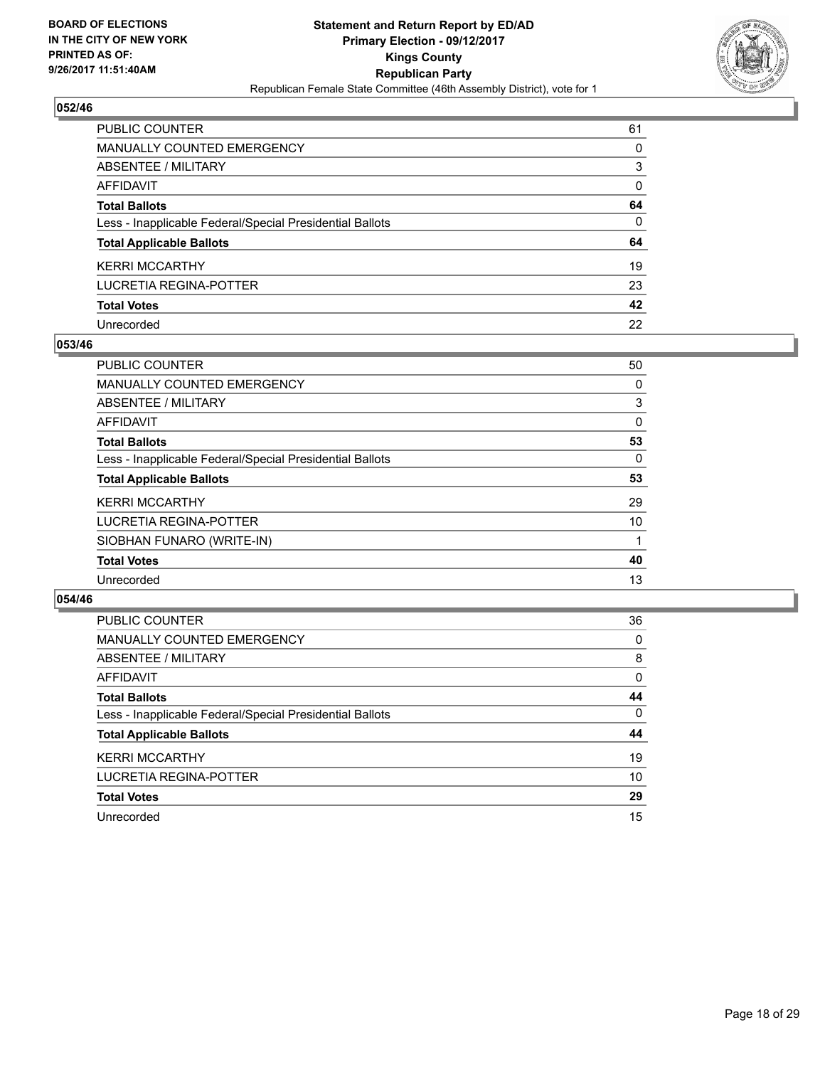**BOARD OF ELECTIONS IN THE CITY OF NEW YORK PRINTED AS OF: 9/26/2017 11:51:40AM**

**Statement and Return Report by ED/AD**
**Primary Election - 09/12/2017**
**Kings County**
**Republican Party**
Republican Female State Committee (46th Assembly District), vote for 1

### 052/46

| | |
|---|---|
| PUBLIC COUNTER | 61 |
| MANUALLY COUNTED EMERGENCY | 0 |
| ABSENTEE / MILITARY | 3 |
| AFFIDAVIT | 0 |
| **Total Ballots** | **64** |
| Less - Inapplicable Federal/Special Presidential Ballots | 0 |
| **Total Applicable Ballots** | **64** |
| KERRI MCCARTHY | 19 |
| LUCRETIA REGINA-POTTER | 23 |
| **Total Votes** | **42** |
| Unrecorded | 22 |

### 053/46

| | |
|---|---|
| PUBLIC COUNTER | 50 |
| MANUALLY COUNTED EMERGENCY | 0 |
| ABSENTEE / MILITARY | 3 |
| AFFIDAVIT | 0 |
| **Total Ballots** | **53** |
| Less - Inapplicable Federal/Special Presidential Ballots | 0 |
| **Total Applicable Ballots** | **53** |
| KERRI MCCARTHY | 29 |
| LUCRETIA REGINA-POTTER | 10 |
| SIOBHAN FUNARO (WRITE-IN) | 1 |
| **Total Votes** | **40** |
| Unrecorded | 13 |

### 054/46

| | |
|---|---|
| PUBLIC COUNTER | 36 |
| MANUALLY COUNTED EMERGENCY | 0 |
| ABSENTEE / MILITARY | 8 |
| AFFIDAVIT | 0 |
| **Total Ballots** | **44** |
| Less - Inapplicable Federal/Special Presidential Ballots | 0 |
| **Total Applicable Ballots** | **44** |
| KERRI MCCARTHY | 19 |
| LUCRETIA REGINA-POTTER | 10 |
| **Total Votes** | **29** |
| Unrecorded | 15 |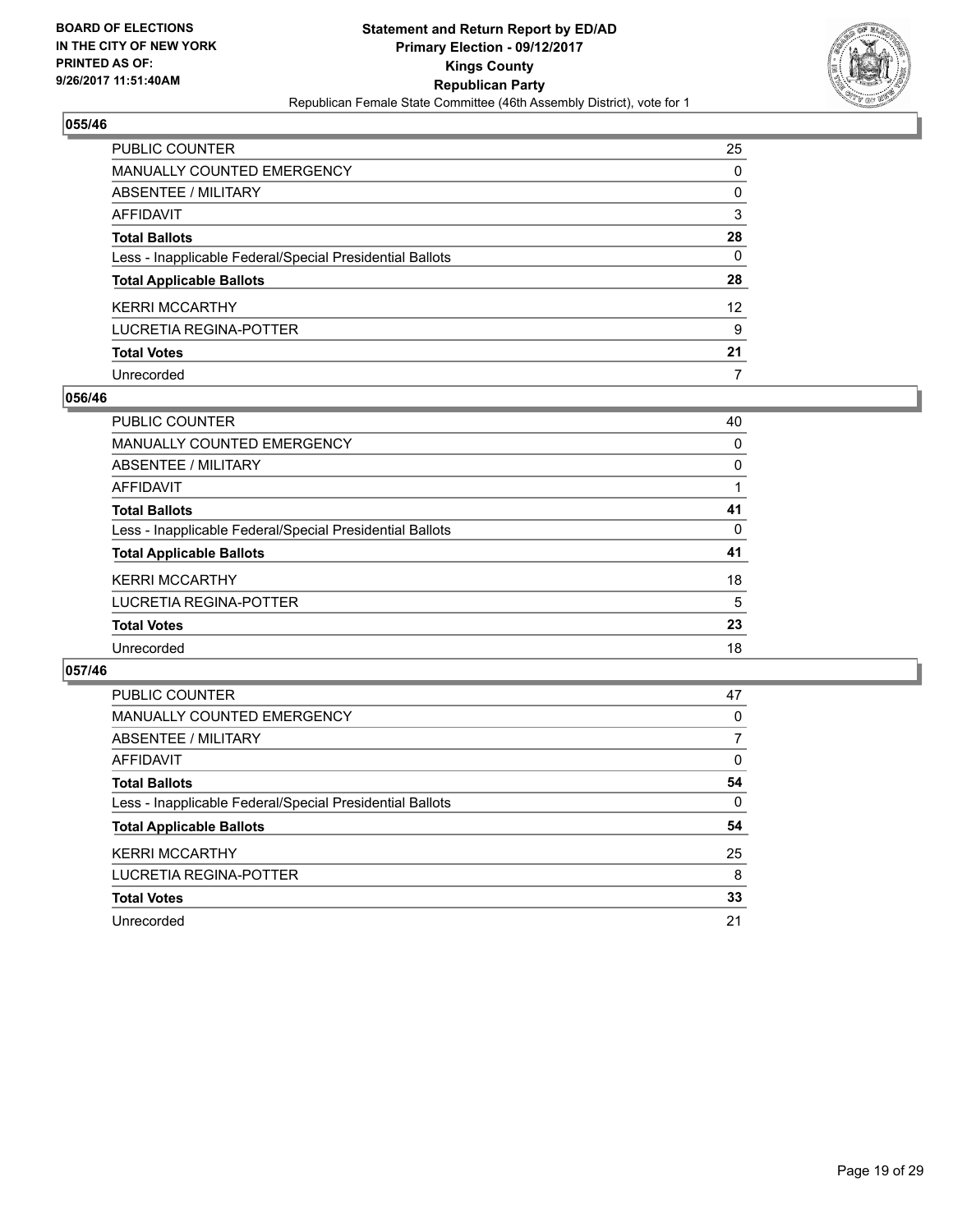**BOARD OF ELECTIONS IN THE CITY OF NEW YORK PRINTED AS OF: 9/26/2017 11:51:40AM**

**Statement and Return Report by ED/AD Primary Election - 09/12/2017 Kings County Republican Party**

Republican Female State Committee (46th Assembly District), vote for 1

### 055/46

| | |
|---|---|
| PUBLIC COUNTER | 25 |
| MANUALLY COUNTED EMERGENCY | 0 |
| ABSENTEE / MILITARY | 0 |
| AFFIDAVIT | 3 |
| **Total Ballots** | **28** |
| Less - Inapplicable Federal/Special Presidential Ballots | 0 |
| **Total Applicable Ballots** | **28** |
| KERRI MCCARTHY | 12 |
| LUCRETIA REGINA-POTTER | 9 |
| **Total Votes** | **21** |
| Unrecorded | 7 |

### 056/46

| | |
|---|---|
| PUBLIC COUNTER | 40 |
| MANUALLY COUNTED EMERGENCY | 0 |
| ABSENTEE / MILITARY | 0 |
| AFFIDAVIT | 1 |
| **Total Ballots** | **41** |
| Less - Inapplicable Federal/Special Presidential Ballots | 0 |
| **Total Applicable Ballots** | **41** |
| KERRI MCCARTHY | 18 |
| LUCRETIA REGINA-POTTER | 5 |
| **Total Votes** | **23** |
| Unrecorded | 18 |

### 057/46

| | |
|---|---|
| PUBLIC COUNTER | 47 |
| MANUALLY COUNTED EMERGENCY | 0 |
| ABSENTEE / MILITARY | 7 |
| AFFIDAVIT | 0 |
| **Total Ballots** | **54** |
| Less - Inapplicable Federal/Special Presidential Ballots | 0 |
| **Total Applicable Ballots** | **54** |
| KERRI MCCARTHY | 25 |
| LUCRETIA REGINA-POTTER | 8 |
| **Total Votes** | **33** |
| Unrecorded | 21 |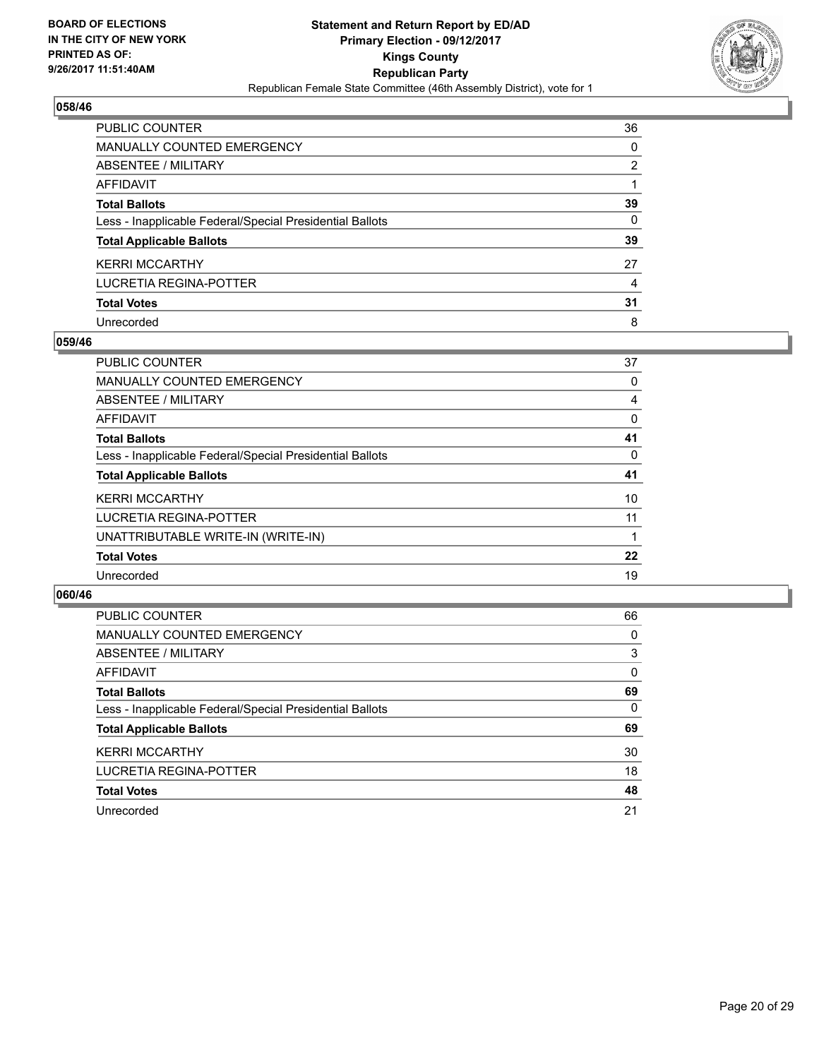BOARD OF ELECTIONS
IN THE CITY OF NEW YORK
PRINTED AS OF:
9/26/2017 11:51:40AM

**Statement and Return Report by ED/AD**
**Primary Election - 09/12/2017**
**Kings County**
**Republican Party**
Republican Female State Committee (46th Assembly District), vote for 1

## 058/46

| | |
|---|---|
| PUBLIC COUNTER | 36 |
| MANUALLY COUNTED EMERGENCY | 0 |
| ABSENTEE / MILITARY | 2 |
| AFFIDAVIT | 1 |
| **Total Ballots** | **39** |
| Less - Inapplicable Federal/Special Presidential Ballots | 0 |
| **Total Applicable Ballots** | **39** |
| KERRI MCCARTHY | 27 |
| LUCRETIA REGINA-POTTER | 4 |
| **Total Votes** | **31** |
| Unrecorded | 8 |

## 059/46

| | |
|---|---|
| PUBLIC COUNTER | 37 |
| MANUALLY COUNTED EMERGENCY | 0 |
| ABSENTEE / MILITARY | 4 |
| AFFIDAVIT | 0 |
| **Total Ballots** | **41** |
| Less - Inapplicable Federal/Special Presidential Ballots | 0 |
| **Total Applicable Ballots** | **41** |
| KERRI MCCARTHY | 10 |
| LUCRETIA REGINA-POTTER | 11 |
| UNATTRIBUTABLE WRITE-IN (WRITE-IN) | 1 |
| **Total Votes** | **22** |
| Unrecorded | 19 |

## 060/46

| | |
|---|---|
| PUBLIC COUNTER | 66 |
| MANUALLY COUNTED EMERGENCY | 0 |
| ABSENTEE / MILITARY | 3 |
| AFFIDAVIT | 0 |
| **Total Ballots** | **69** |
| Less - Inapplicable Federal/Special Presidential Ballots | 0 |
| **Total Applicable Ballots** | **69** |
| KERRI MCCARTHY | 30 |
| LUCRETIA REGINA-POTTER | 18 |
| **Total Votes** | **48** |
| Unrecorded | 21 |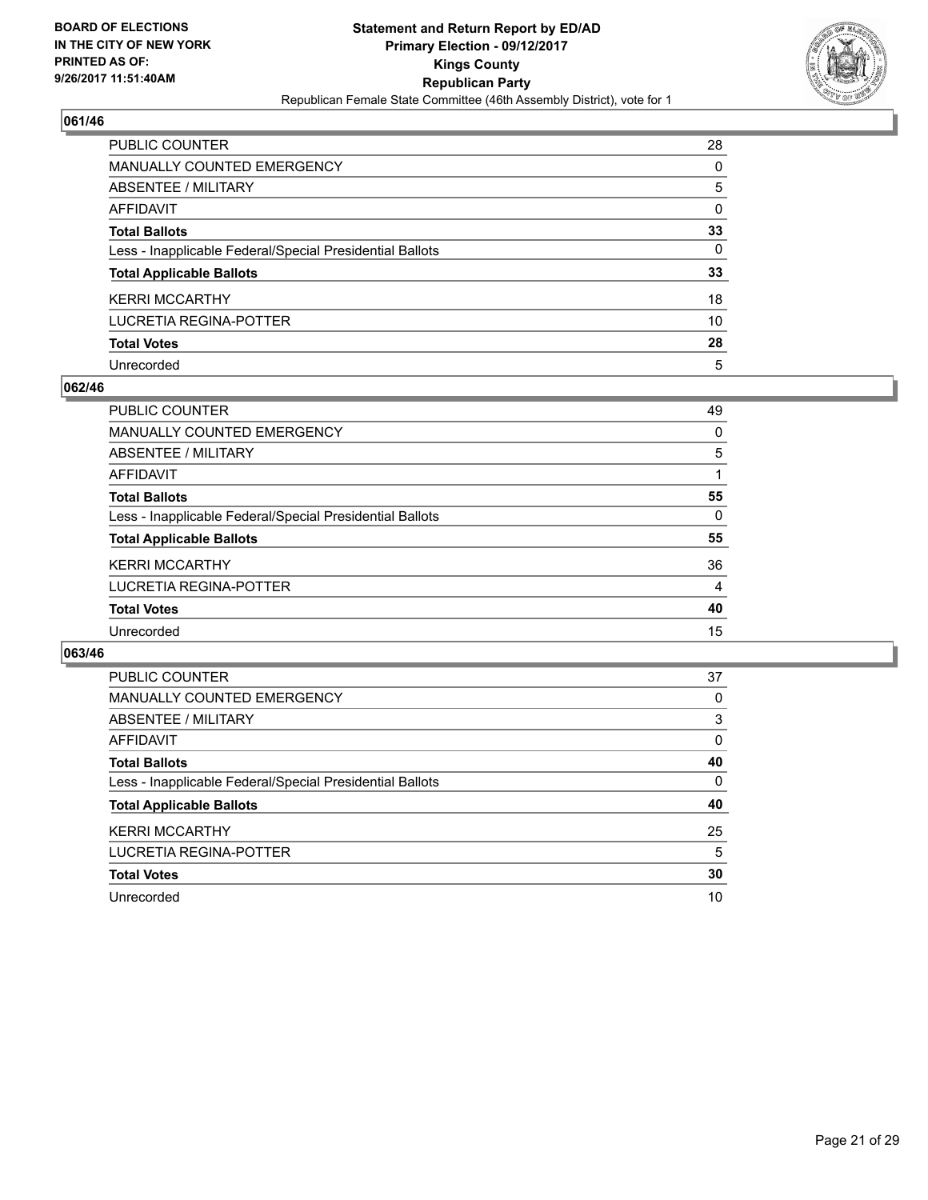**BOARD OF ELECTIONS**
**IN THE CITY OF NEW YORK**
**PRINTED AS OF:**
**9/26/2017 11:51:40AM**

**Statement and Return Report by ED/AD**
**Primary Election - 09/12/2017**
**Kings County**
**Republican Party**
Republican Female State Committee (46th Assembly District), vote for 1

## 061/46

| | |
|---|---|
| PUBLIC COUNTER | 28 |
| MANUALLY COUNTED EMERGENCY | 0 |
| ABSENTEE / MILITARY | 5 |
| AFFIDAVIT | 0 |
| **Total Ballots** | **33** |
| Less - Inapplicable Federal/Special Presidential Ballots | 0 |
| **Total Applicable Ballots** | **33** |
| KERRI MCCARTHY | 18 |
| LUCRETIA REGINA-POTTER | 10 |
| **Total Votes** | **28** |
| Unrecorded | 5 |

## 062/46

| | |
|---|---|
| PUBLIC COUNTER | 49 |
| MANUALLY COUNTED EMERGENCY | 0 |
| ABSENTEE / MILITARY | 5 |
| AFFIDAVIT | 1 |
| **Total Ballots** | **55** |
| Less - Inapplicable Federal/Special Presidential Ballots | 0 |
| **Total Applicable Ballots** | **55** |
| KERRI MCCARTHY | 36 |
| LUCRETIA REGINA-POTTER | 4 |
| **Total Votes** | **40** |
| Unrecorded | 15 |

## 063/46

| | |
|---|---|
| PUBLIC COUNTER | 37 |
| MANUALLY COUNTED EMERGENCY | 0 |
| ABSENTEE / MILITARY | 3 |
| AFFIDAVIT | 0 |
| **Total Ballots** | **40** |
| Less - Inapplicable Federal/Special Presidential Ballots | 0 |
| **Total Applicable Ballots** | **40** |
| KERRI MCCARTHY | 25 |
| LUCRETIA REGINA-POTTER | 5 |
| **Total Votes** | **30** |
| Unrecorded | 10 |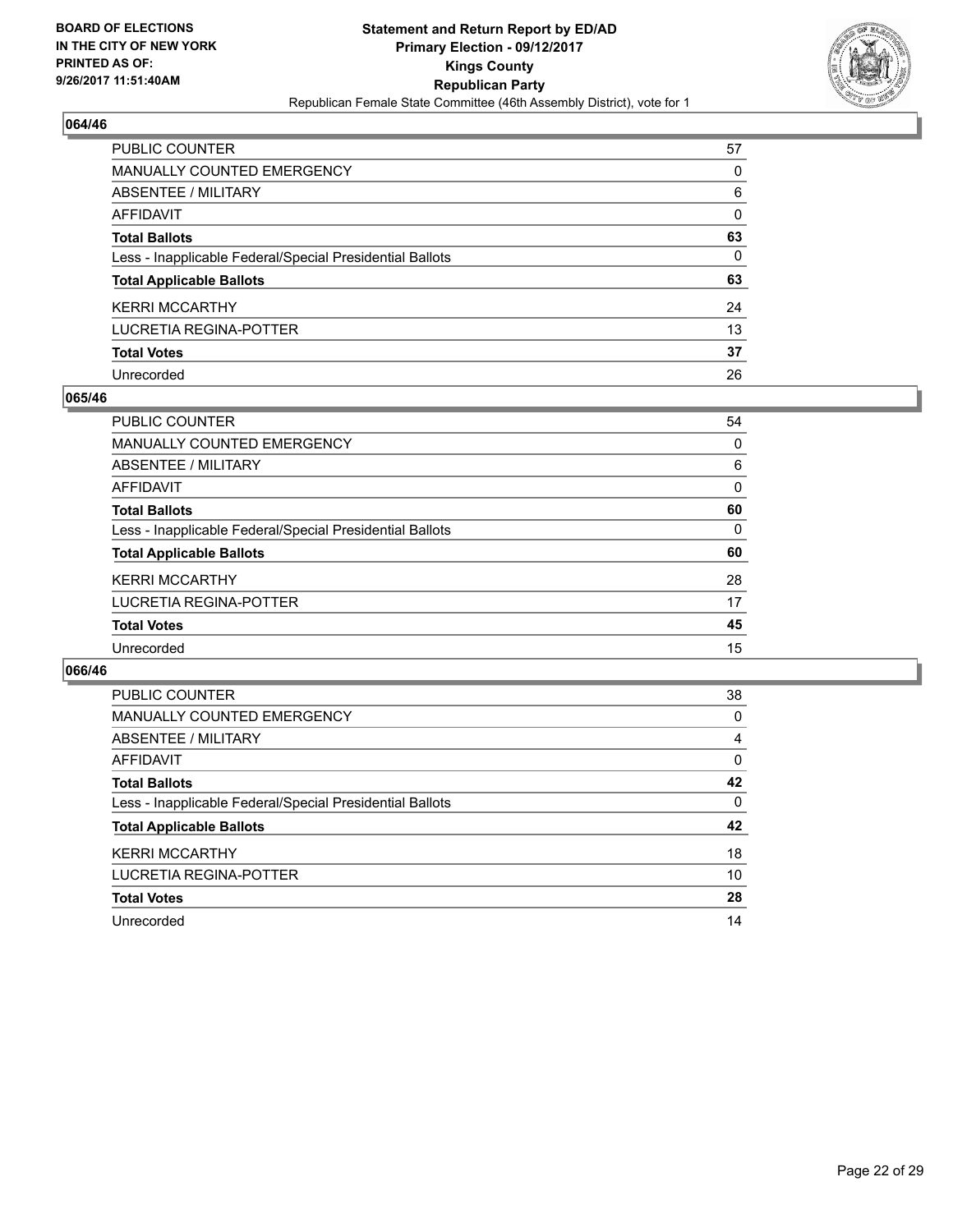**BOARD OF ELECTIONS IN THE CITY OF NEW YORK PRINTED AS OF: 9/26/2017 11:51:40AM**

**Statement and Return Report by ED/AD Primary Election - 09/12/2017 Kings County Republican Party**

Republican Female State Committee (46th Assembly District), vote for 1

## 064/46

| | |
|---|---|
| PUBLIC COUNTER | 57 |
| MANUALLY COUNTED EMERGENCY | 0 |
| ABSENTEE / MILITARY | 6 |
| AFFIDAVIT | 0 |
| **Total Ballots** | **63** |
| Less - Inapplicable Federal/Special Presidential Ballots | 0 |
| **Total Applicable Ballots** | **63** |
| KERRI MCCARTHY | 24 |
| LUCRETIA REGINA-POTTER | 13 |
| **Total Votes** | **37** |
| Unrecorded | 26 |

## 065/46

| | |
|---|---|
| PUBLIC COUNTER | 54 |
| MANUALLY COUNTED EMERGENCY | 0 |
| ABSENTEE / MILITARY | 6 |
| AFFIDAVIT | 0 |
| **Total Ballots** | **60** |
| Less - Inapplicable Federal/Special Presidential Ballots | 0 |
| **Total Applicable Ballots** | **60** |
| KERRI MCCARTHY | 28 |
| LUCRETIA REGINA-POTTER | 17 |
| **Total Votes** | **45** |
| Unrecorded | 15 |

## 066/46

| | |
|---|---|
| PUBLIC COUNTER | 38 |
| MANUALLY COUNTED EMERGENCY | 0 |
| ABSENTEE / MILITARY | 4 |
| AFFIDAVIT | 0 |
| **Total Ballots** | **42** |
| Less - Inapplicable Federal/Special Presidential Ballots | 0 |
| **Total Applicable Ballots** | **42** |
| KERRI MCCARTHY | 18 |
| LUCRETIA REGINA-POTTER | 10 |
| **Total Votes** | **28** |
| Unrecorded | 14 |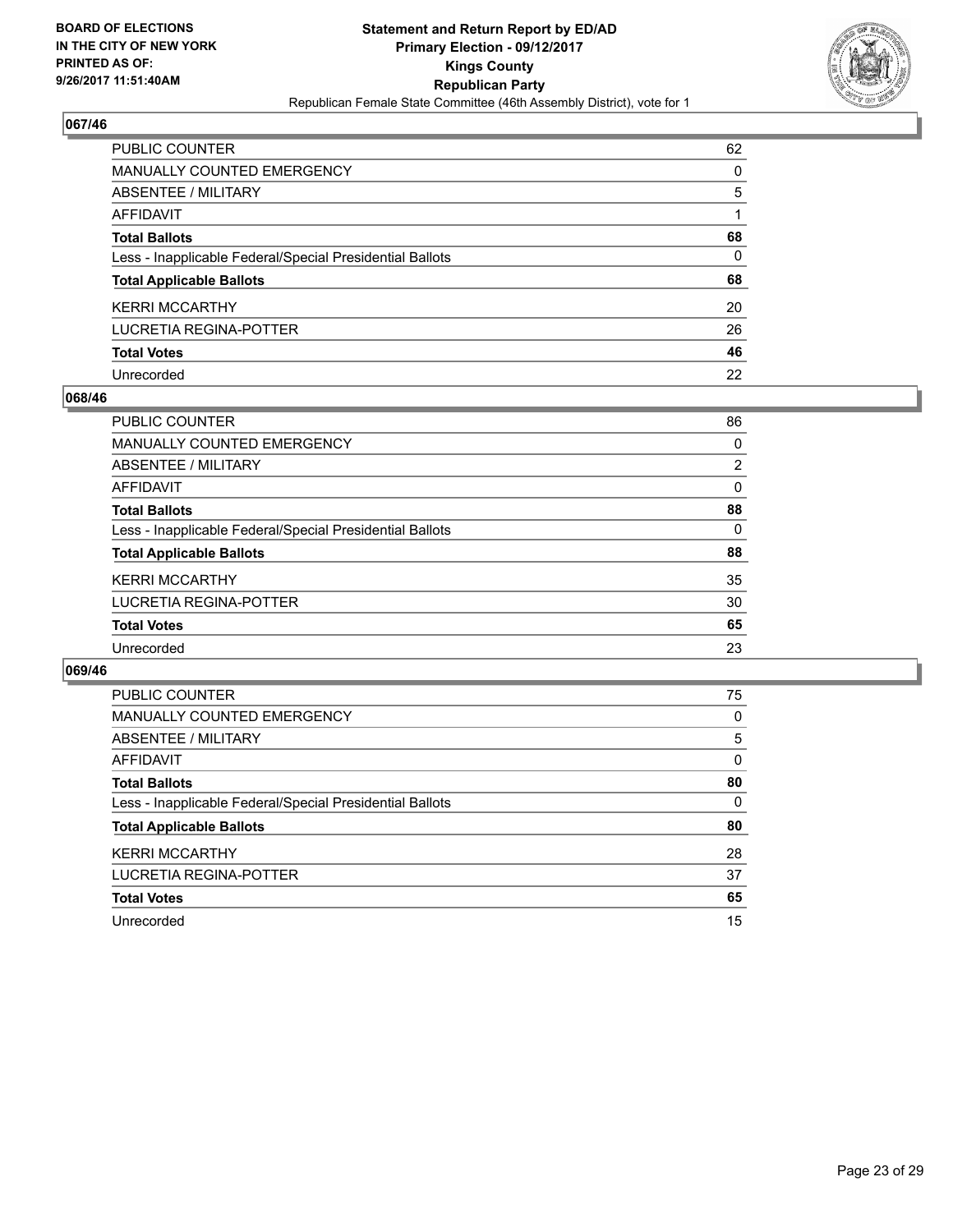**BOARD OF ELECTIONS IN THE CITY OF NEW YORK PRINTED AS OF: 9/26/2017 11:51:40AM**

**Statement and Return Report by ED/AD**
**Primary Election - 09/12/2017**
**Kings County**
**Republican Party**
Republican Female State Committee (46th Assembly District), vote for 1

### 067/46

| | |
|---|---|
| PUBLIC COUNTER | 62 |
| MANUALLY COUNTED EMERGENCY | 0 |
| ABSENTEE / MILITARY | 5 |
| AFFIDAVIT | 1 |
| **Total Ballots** | **68** |
| Less - Inapplicable Federal/Special Presidential Ballots | 0 |
| **Total Applicable Ballots** | **68** |
| KERRI MCCARTHY | 20 |
| LUCRETIA REGINA-POTTER | 26 |
| **Total Votes** | **46** |
| Unrecorded | 22 |

### 068/46

| | |
|---|---|
| PUBLIC COUNTER | 86 |
| MANUALLY COUNTED EMERGENCY | 0 |
| ABSENTEE / MILITARY | 2 |
| AFFIDAVIT | 0 |
| **Total Ballots** | **88** |
| Less - Inapplicable Federal/Special Presidential Ballots | 0 |
| **Total Applicable Ballots** | **88** |
| KERRI MCCARTHY | 35 |
| LUCRETIA REGINA-POTTER | 30 |
| **Total Votes** | **65** |
| Unrecorded | 23 |

### 069/46

| | |
|---|---|
| PUBLIC COUNTER | 75 |
| MANUALLY COUNTED EMERGENCY | 0 |
| ABSENTEE / MILITARY | 5 |
| AFFIDAVIT | 0 |
| **Total Ballots** | **80** |
| Less - Inapplicable Federal/Special Presidential Ballots | 0 |
| **Total Applicable Ballots** | **80** |
| KERRI MCCARTHY | 28 |
| LUCRETIA REGINA-POTTER | 37 |
| **Total Votes** | **65** |
| Unrecorded | 15 |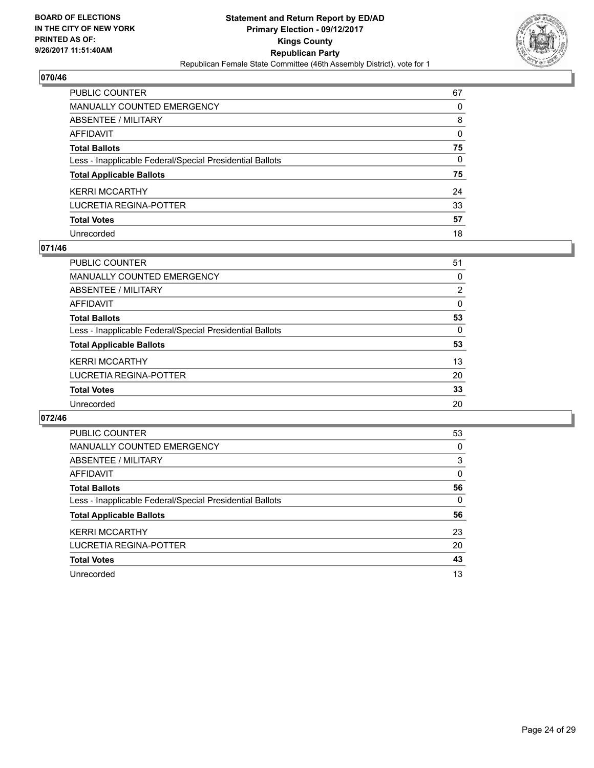BOARD OF ELECTIONS
IN THE CITY OF NEW YORK
PRINTED AS OF:
9/26/2017 11:51:40AM

**Statement and Return Report by ED/AD**
**Primary Election - 09/12/2017**
**Kings County**
**Republican Party**
Republican Female State Committee (46th Assembly District), vote for 1

## 070/46

| | |
|---|---|
| PUBLIC COUNTER | 67 |
| MANUALLY COUNTED EMERGENCY | 0 |
| ABSENTEE / MILITARY | 8 |
| AFFIDAVIT | 0 |
| **Total Ballots** | **75** |
| Less - Inapplicable Federal/Special Presidential Ballots | 0 |
| **Total Applicable Ballots** | **75** |
| KERRI MCCARTHY | 24 |
| LUCRETIA REGINA-POTTER | 33 |
| **Total Votes** | **57** |
| Unrecorded | 18 |

## 071/46

| | |
|---|---|
| PUBLIC COUNTER | 51 |
| MANUALLY COUNTED EMERGENCY | 0 |
| ABSENTEE / MILITARY | 2 |
| AFFIDAVIT | 0 |
| **Total Ballots** | **53** |
| Less - Inapplicable Federal/Special Presidential Ballots | 0 |
| **Total Applicable Ballots** | **53** |
| KERRI MCCARTHY | 13 |
| LUCRETIA REGINA-POTTER | 20 |
| **Total Votes** | **33** |
| Unrecorded | 20 |

## 072/46

| | |
|---|---|
| PUBLIC COUNTER | 53 |
| MANUALLY COUNTED EMERGENCY | 0 |
| ABSENTEE / MILITARY | 3 |
| AFFIDAVIT | 0 |
| **Total Ballots** | **56** |
| Less - Inapplicable Federal/Special Presidential Ballots | 0 |
| **Total Applicable Ballots** | **56** |
| KERRI MCCARTHY | 23 |
| LUCRETIA REGINA-POTTER | 20 |
| **Total Votes** | **43** |
| Unrecorded | 13 |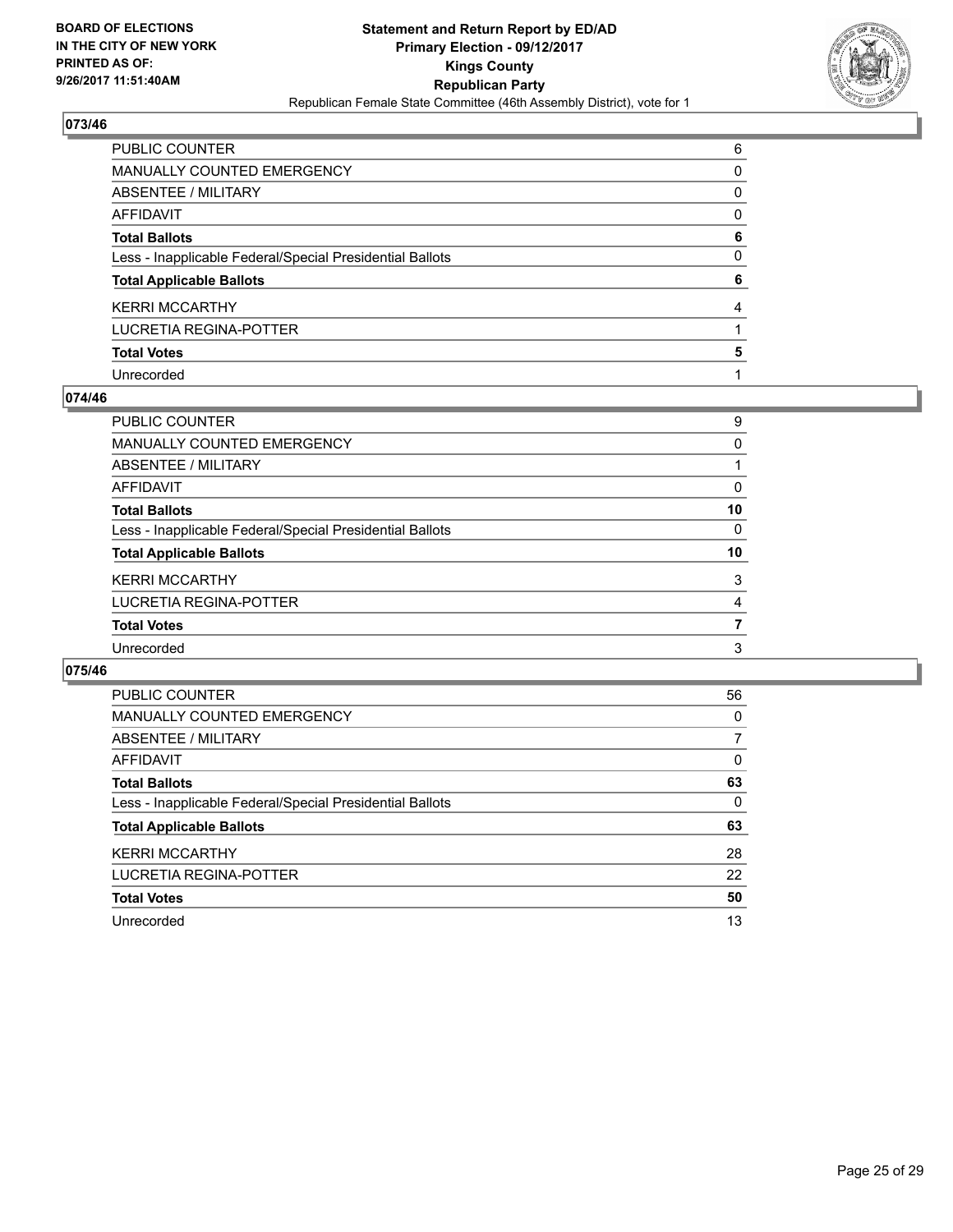BOARD OF ELECTIONS
IN THE CITY OF NEW YORK
PRINTED AS OF:
9/26/2017 11:51:40AM

**Statement and Return Report by ED/AD**
**Primary Election - 09/12/2017**
**Kings County**
**Republican Party**
Republican Female State Committee (46th Assembly District), vote for 1

## 073/46

| | |
|---|---|
| PUBLIC COUNTER | 6 |
| MANUALLY COUNTED EMERGENCY | 0 |
| ABSENTEE / MILITARY | 0 |
| AFFIDAVIT | 0 |
| **Total Ballots** | **6** |
| Less - Inapplicable Federal/Special Presidential Ballots | 0 |
| **Total Applicable Ballots** | **6** |
| KERRI MCCARTHY | 4 |
| LUCRETIA REGINA-POTTER | 1 |
| **Total Votes** | **5** |
| Unrecorded | 1 |

## 074/46

| | |
|---|---|
| PUBLIC COUNTER | 9 |
| MANUALLY COUNTED EMERGENCY | 0 |
| ABSENTEE / MILITARY | 1 |
| AFFIDAVIT | 0 |
| **Total Ballots** | **10** |
| Less - Inapplicable Federal/Special Presidential Ballots | 0 |
| **Total Applicable Ballots** | **10** |
| KERRI MCCARTHY | 3 |
| LUCRETIA REGINA-POTTER | 4 |
| **Total Votes** | **7** |
| Unrecorded | 3 |

## 075/46

| | |
|---|---|
| PUBLIC COUNTER | 56 |
| MANUALLY COUNTED EMERGENCY | 0 |
| ABSENTEE / MILITARY | 7 |
| AFFIDAVIT | 0 |
| **Total Ballots** | **63** |
| Less - Inapplicable Federal/Special Presidential Ballots | 0 |
| **Total Applicable Ballots** | **63** |
| KERRI MCCARTHY | 28 |
| LUCRETIA REGINA-POTTER | 22 |
| **Total Votes** | **50** |
| Unrecorded | 13 |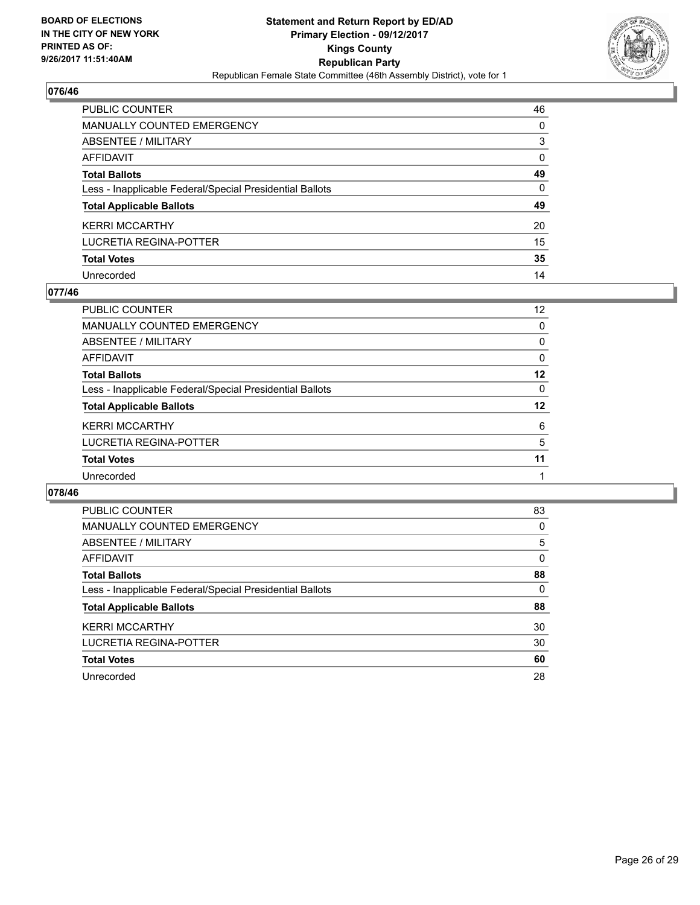**BOARD OF ELECTIONS IN THE CITY OF NEW YORK PRINTED AS OF: 9/26/2017 11:51:40AM**

**Statement and Return Report by ED/AD Primary Election - 09/12/2017 Kings County Republican Party**
Republican Female State Committee (46th Assembly District), vote for 1

## 076/46

| | |
|---|---|
| PUBLIC COUNTER | 46 |
| MANUALLY COUNTED EMERGENCY | 0 |
| ABSENTEE / MILITARY | 3 |
| AFFIDAVIT | 0 |
| **Total Ballots** | **49** |
| Less - Inapplicable Federal/Special Presidential Ballots | 0 |
| **Total Applicable Ballots** | **49** |
| KERRI MCCARTHY | 20 |
| LUCRETIA REGINA-POTTER | 15 |
| **Total Votes** | **35** |
| Unrecorded | 14 |

## 077/46

| | |
|---|---|
| PUBLIC COUNTER | 12 |
| MANUALLY COUNTED EMERGENCY | 0 |
| ABSENTEE / MILITARY | 0 |
| AFFIDAVIT | 0 |
| **Total Ballots** | **12** |
| Less - Inapplicable Federal/Special Presidential Ballots | 0 |
| **Total Applicable Ballots** | **12** |
| KERRI MCCARTHY | 6 |
| LUCRETIA REGINA-POTTER | 5 |
| **Total Votes** | **11** |
| Unrecorded | 1 |

## 078/46

| | |
|---|---|
| PUBLIC COUNTER | 83 |
| MANUALLY COUNTED EMERGENCY | 0 |
| ABSENTEE / MILITARY | 5 |
| AFFIDAVIT | 0 |
| **Total Ballots** | **88** |
| Less - Inapplicable Federal/Special Presidential Ballots | 0 |
| **Total Applicable Ballots** | **88** |
| KERRI MCCARTHY | 30 |
| LUCRETIA REGINA-POTTER | 30 |
| **Total Votes** | **60** |
| Unrecorded | 28 |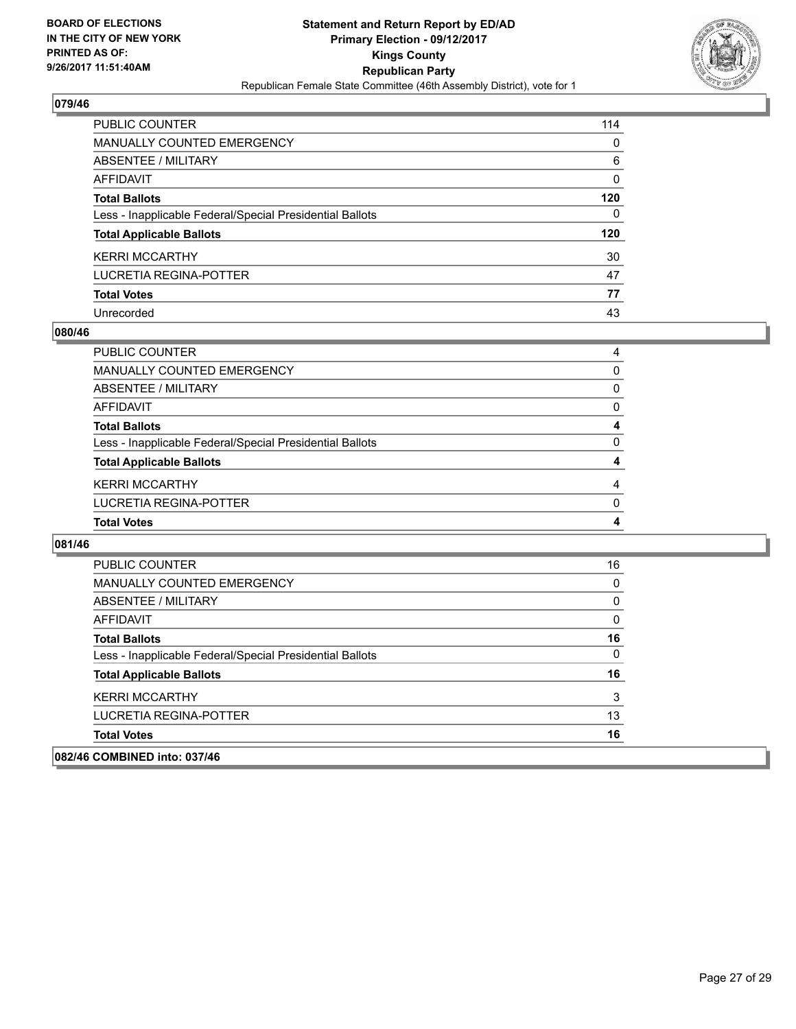**BOARD OF ELECTIONS IN THE CITY OF NEW YORK PRINTED AS OF: 9/26/2017 11:51:40AM**

**Statement and Return Report by ED/AD**
**Primary Election - 09/12/2017**
**Kings County**
**Republican Party**
Republican Female State Committee (46th Assembly District), vote for 1

## 079/46

| | |
|---|---|
| PUBLIC COUNTER | 114 |
| MANUALLY COUNTED EMERGENCY | 0 |
| ABSENTEE / MILITARY | 6 |
| AFFIDAVIT | 0 |
| **Total Ballots** | **120** |
| Less - Inapplicable Federal/Special Presidential Ballots | 0 |
| **Total Applicable Ballots** | **120** |
| KERRI MCCARTHY | 30 |
| LUCRETIA REGINA-POTTER | 47 |
| **Total Votes** | **77** |
| Unrecorded | 43 |

## 080/46

| | |
|---|---|
| PUBLIC COUNTER | 4 |
| MANUALLY COUNTED EMERGENCY | 0 |
| ABSENTEE / MILITARY | 0 |
| AFFIDAVIT | 0 |
| **Total Ballots** | **4** |
| Less - Inapplicable Federal/Special Presidential Ballots | 0 |
| **Total Applicable Ballots** | **4** |
| KERRI MCCARTHY | 4 |
| LUCRETIA REGINA-POTTER | 0 |
| **Total Votes** | **4** |

## 081/46

| | |
|---|---|
| PUBLIC COUNTER | 16 |
| MANUALLY COUNTED EMERGENCY | 0 |
| ABSENTEE / MILITARY | 0 |
| AFFIDAVIT | 0 |
| **Total Ballots** | **16** |
| Less - Inapplicable Federal/Special Presidential Ballots | 0 |
| **Total Applicable Ballots** | **16** |
| KERRI MCCARTHY | 3 |
| LUCRETIA REGINA-POTTER | 13 |
| **Total Votes** | **16** |

## 082/46 COMBINED into: 037/46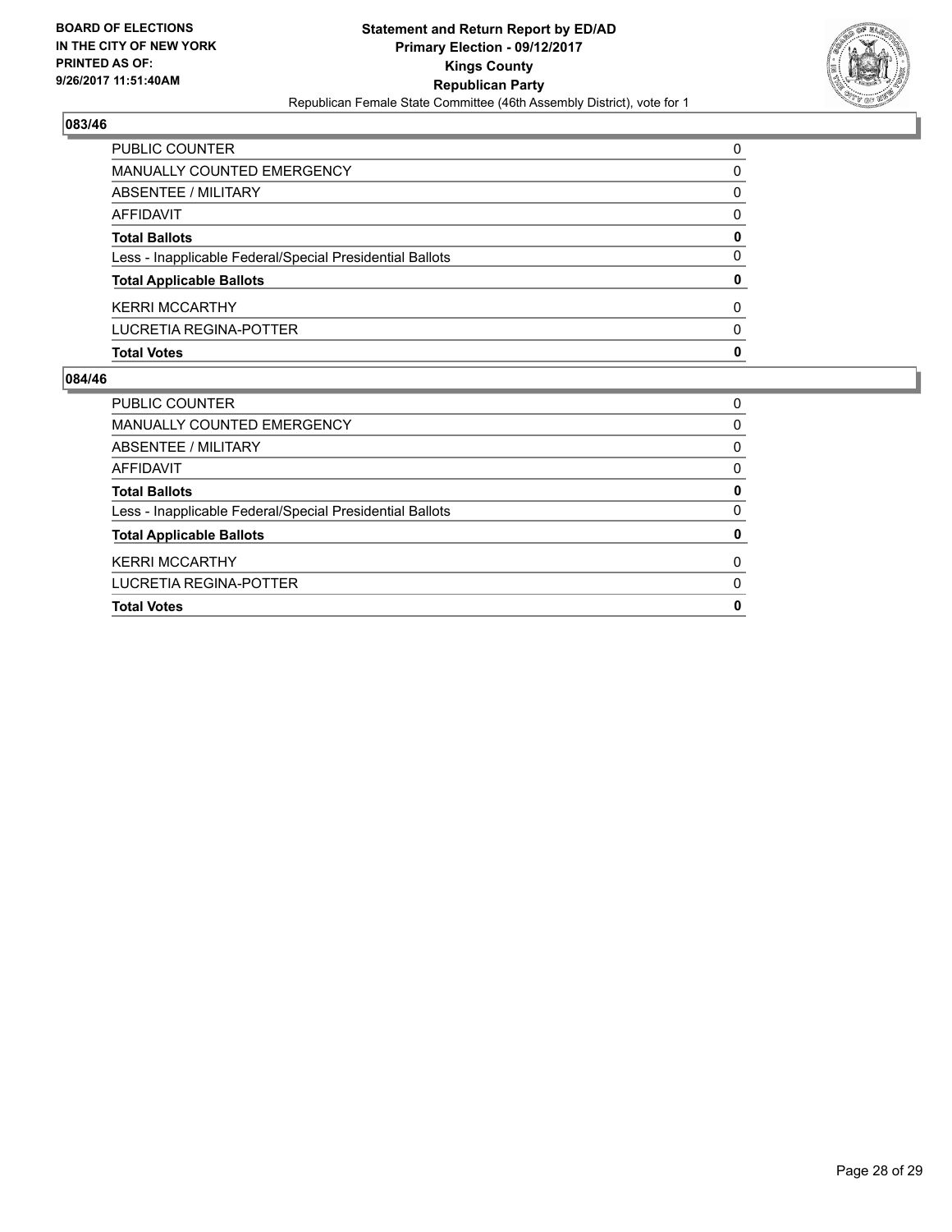## 083/46

| | |
|---|---|
| PUBLIC COUNTER | 0 |
| MANUALLY COUNTED EMERGENCY | 0 |
| ABSENTEE / MILITARY | 0 |
| AFFIDAVIT | 0 |
| **Total Ballots** | **0** |
| Less - Inapplicable Federal/Special Presidential Ballots | 0 |
| **Total Applicable Ballots** | **0** |
| KERRI MCCARTHY | 0 |
| LUCRETIA REGINA-POTTER | 0 |
| **Total Votes** | **0** |

## 084/46

| | |
|---|---|
| PUBLIC COUNTER | 0 |
| MANUALLY COUNTED EMERGENCY | 0 |
| ABSENTEE / MILITARY | 0 |
| AFFIDAVIT | 0 |
| **Total Ballots** | **0** |
| Less - Inapplicable Federal/Special Presidential Ballots | 0 |
| **Total Applicable Ballots** | **0** |
| KERRI MCCARTHY | 0 |
| LUCRETIA REGINA-POTTER | 0 |
| **Total Votes** | **0** |